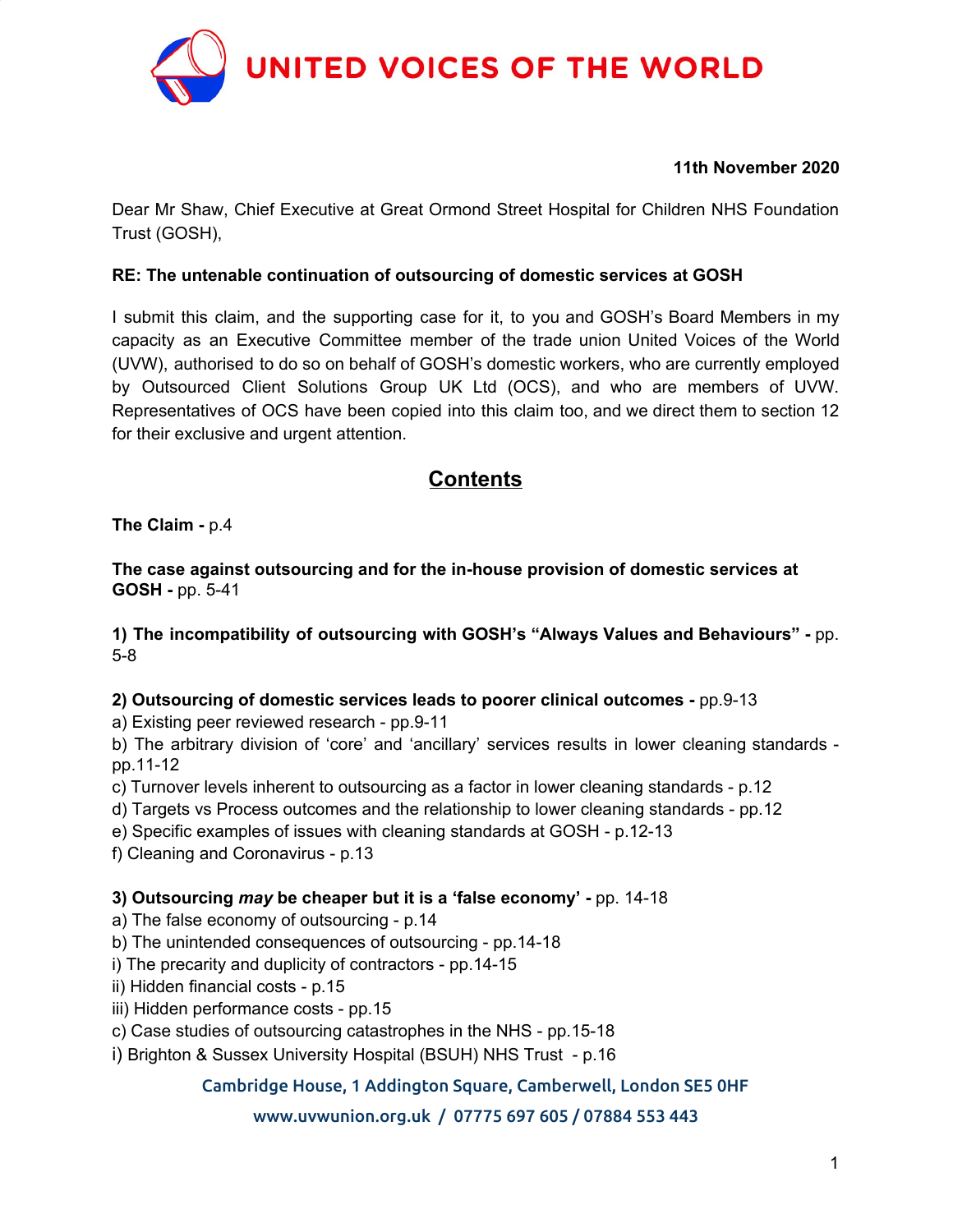# UNITED VOICES OF THE WORLD

**11th November 2020**

Dear Mr Shaw, Chief Executive at Great Ormond Street Hospital for Children NHS Foundation Trust (GOSH),

**RE: The untenable continuation of outsourcing of domestic services at GOSH**

I submit this claim, and the supporting case for it, to you and GOSH's Board Members in my capacity as an Executive Committee member of the trade union United Voices of the World (UVW), authorised to do so on behalf of GOSH's domestic workers, who are currently employed by Outsourced Client Solutions Group UK Ltd (OCS), and who are members of UVW. Representatives of OCS have been copied into this claim too, and we direct them to section 12 for their exclusive and urgent attention.

## Contents

**The Claim -** p.4

**The case against outsourcing and for the in-house provision of domestic services at GOSH -** pp. 5-41

**1) The incompatibility of outsourcing with GOSH's "Always Values and Behaviours" -** pp. 5-8

**2) Outsourcing of domestic services leads to poorer clinical outcomes -** pp.9-13
a) Existing peer reviewed research - pp.9-11
b) The arbitrary division of 'core' and 'ancillary' services results in lower cleaning standards - pp.11-12
c) Turnover levels inherent to outsourcing as a factor in lower cleaning standards - p.12
d) Targets vs Process outcomes and the relationship to lower cleaning standards - pp.12
e) Specific examples of issues with cleaning standards at GOSH - p.12-13
f) Cleaning and Coronavirus - p.13

**3) Outsourcing *may* be cheaper but it is a 'false economy' -** pp. 14-18
a) The false economy of outsourcing - p.14
b) The unintended consequences of outsourcing - pp.14-18
i) The precarity and duplicity of contractors - pp.14-15
ii) Hidden financial costs - p.15
iii) Hidden performance costs - pp.15
c) Case studies of outsourcing catastrophes in the NHS - pp.15-18
i) Brighton & Sussex University Hospital (BSUH) NHS Trust - p.16

Cambridge House, 1 Addington Square, Camberwell, London SE5 0HF
www.uvwunion.org.uk / 07775 697 605 / 07884 553 443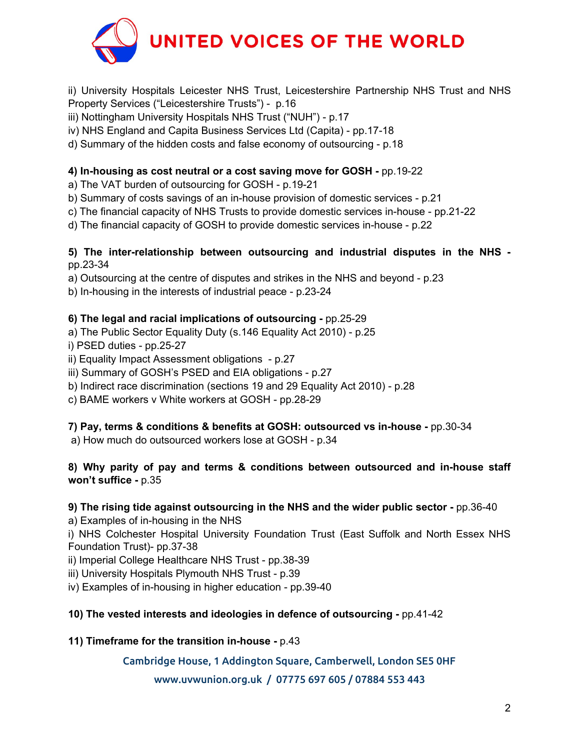ii) University Hospitals Leicester NHS Trust, Leicestershire Partnership NHS Trust and NHS Property Services ("Leicestershire Trusts") - p.16
iii) Nottingham University Hospitals NHS Trust ("NUH") - p.17
iv) NHS England and Capita Business Services Ltd (Capita) - pp.17-18
d) Summary of the hidden costs and false economy of outsourcing - p.18

**4) In-housing as cost neutral or a cost saving move for GOSH -** pp.19-22
a) The VAT burden of outsourcing for GOSH - p.19-21
b) Summary of costs savings of an in-house provision of domestic services - p.21
c) The financial capacity of NHS Trusts to provide domestic services in-house - pp.21-22
d) The financial capacity of GOSH to provide domestic services in-house - p.22

**5) The inter-relationship between outsourcing and industrial disputes in the NHS -** pp.23-34
a) Outsourcing at the centre of disputes and strikes in the NHS and beyond - p.23
b) In-housing in the interests of industrial peace - p.23-24

**6) The legal and racial implications of outsourcing -** pp.25-29
a) The Public Sector Equality Duty (s.146 Equality Act 2010) - p.25
i) PSED duties - pp.25-27
ii) Equality Impact Assessment obligations - p.27
iii) Summary of GOSH's PSED and EIA obligations - p.27
b) Indirect race discrimination (sections 19 and 29 Equality Act 2010) - p.28
c) BAME workers v White workers at GOSH - pp.28-29

**7) Pay, terms & conditions & benefits at GOSH: outsourced vs in-house -** pp.30-34
a) How much do outsourced workers lose at GOSH - p.34

**8) Why parity of pay and terms & conditions between outsourced and in-house staff won't suffice -** p.35

**9) The rising tide against outsourcing in the NHS and the wider public sector -** pp.36-40
a) Examples of in-housing in the NHS
i) NHS Colchester Hospital University Foundation Trust (East Suffolk and North Essex NHS Foundation Trust)- pp.37-38
ii) Imperial College Healthcare NHS Trust - pp.38-39
iii) University Hospitals Plymouth NHS Trust - p.39
iv) Examples of in-housing in higher education - pp.39-40

**10) The vested interests and ideologies in defence of outsourcing -** pp.41-42

**11) Timeframe for the transition in-house -** p.43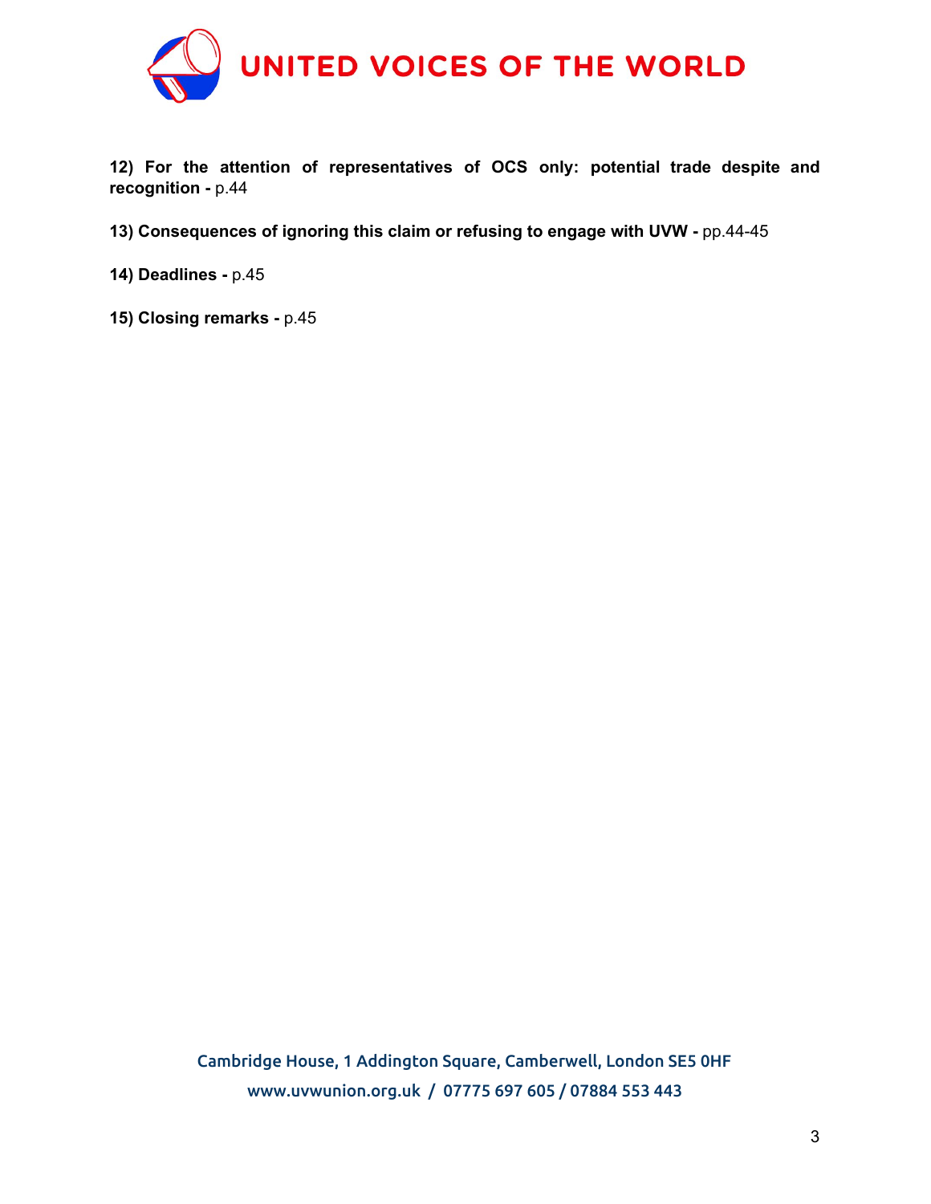**12) For the attention of representatives of OCS only: potential trade despite and recognition -** p.44

**13) Consequences of ignoring this claim or refusing to engage with UVW -** pp.44-45

**14) Deadlines -** p.45

**15) Closing remarks -** p.45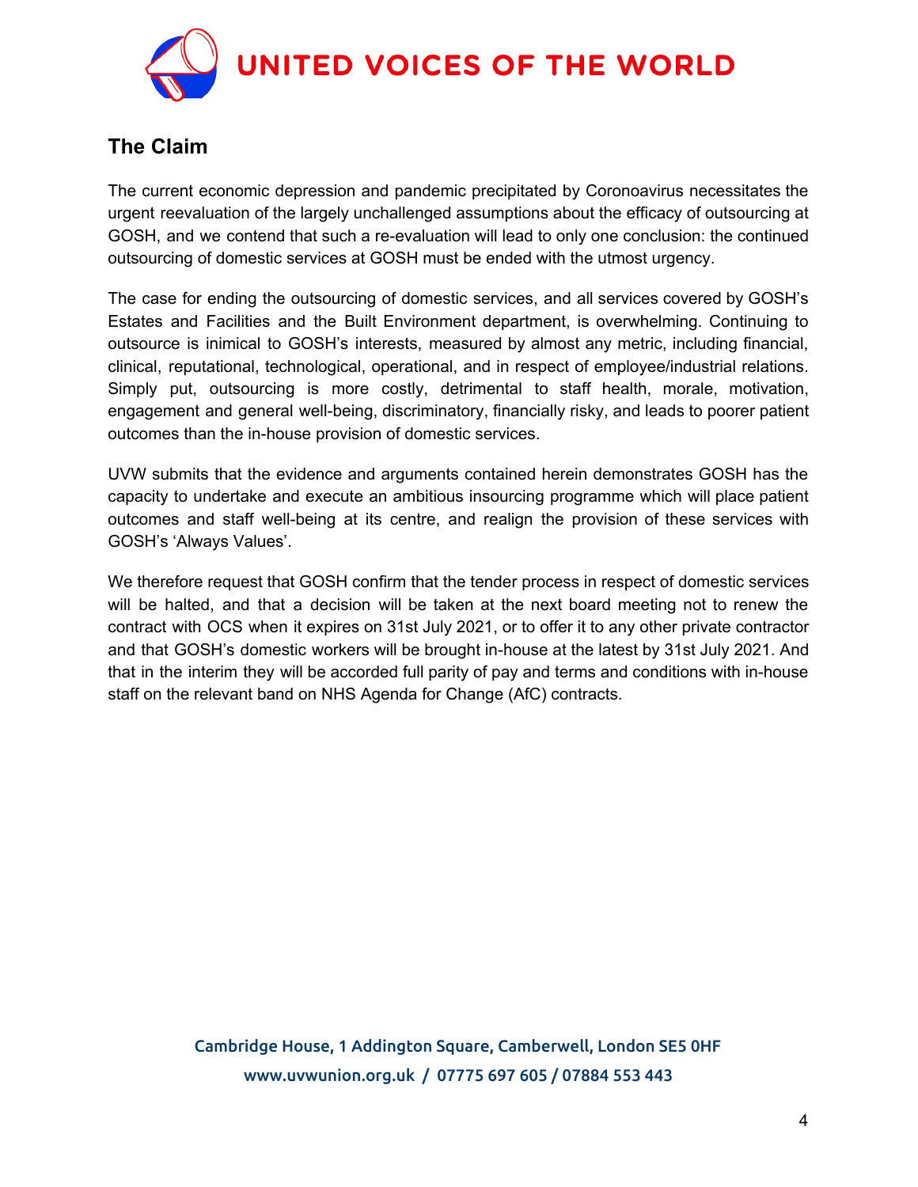## The Claim

The current economic depression and pandemic precipitated by Coronoavirus necessitates the urgent reevaluation of the largely unchallenged assumptions about the efficacy of outsourcing at GOSH, and we contend that such a re-evaluation will lead to only one conclusion: the continued outsourcing of domestic services at GOSH must be ended with the utmost urgency.

The case for ending the outsourcing of domestic services, and all services covered by GOSH's Estates and Facilities and the Built Environment department, is overwhelming. Continuing to outsource is inimical to GOSH's interests, measured by almost any metric, including financial, clinical, reputational, technological, operational, and in respect of employee/industrial relations. Simply put, outsourcing is more costly, detrimental to staff health, morale, motivation, engagement and general well-being, discriminatory, financially risky, and leads to poorer patient outcomes than the in-house provision of domestic services.

UVW submits that the evidence and arguments contained herein demonstrates GOSH has the capacity to undertake and execute an ambitious insourcing programme which will place patient outcomes and staff well-being at its centre, and realign the provision of these services with GOSH's 'Always Values'.

We therefore request that GOSH confirm that the tender process in respect of domestic services will be halted, and that a decision will be taken at the next board meeting not to renew the contract with OCS when it expires on 31st July 2021, or to offer it to any other private contractor and that GOSH's domestic workers will be brought in-house at the latest by 31st July 2021. And that in the interim they will be accorded full parity of pay and terms and conditions with in-house staff on the relevant band on NHS Agenda for Change (AfC) contracts.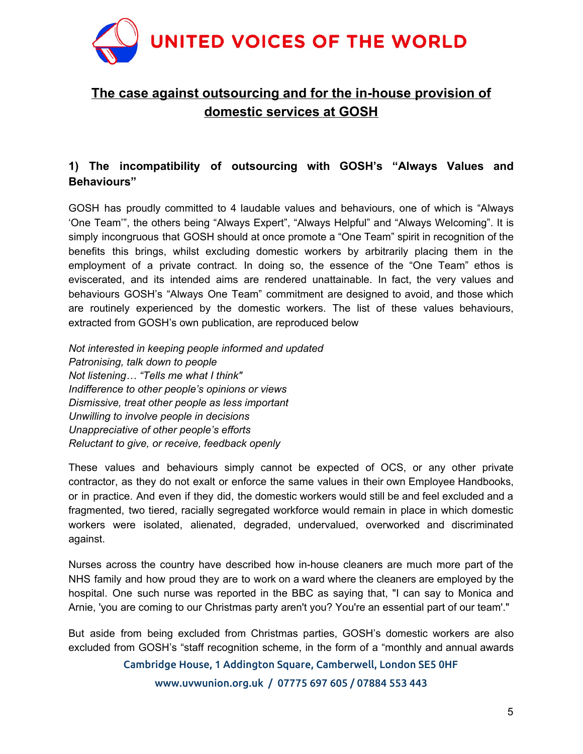## The case against outsourcing and for the in-house provision of domestic services at GOSH

### 1) The incompatibility of outsourcing with GOSH's "Always Values and Behaviours"

GOSH has proudly committed to 4 laudable values and behaviours, one of which is "Always 'One Team'", the others being "Always Expert", "Always Helpful" and "Always Welcoming". It is simply incongruous that GOSH should at once promote a "One Team" spirit in recognition of the benefits this brings, whilst excluding domestic workers by arbitrarily placing them in the employment of a private contract. In doing so, the essence of the "One Team" ethos is eviscerated, and its intended aims are rendered unattainable. In fact, the very values and behaviours GOSH's "Always One Team" commitment are designed to avoid, and those which are routinely experienced by the domestic workers. The list of these values behaviours, extracted from GOSH's own publication, are reproduced below

*Not interested in keeping people informed and updated*
*Patronising, talk down to people*
*Not listening… "Tells me what I think"*
*Indifference to other people's opinions or views*
*Dismissive, treat other people as less important*
*Unwilling to involve people in decisions*
*Unappreciative of other people's efforts*
*Reluctant to give, or receive, feedback openly*

These values and behaviours simply cannot be expected of OCS, or any other private contractor, as they do not exalt or enforce the same values in their own Employee Handbooks, or in practice. And even if they did, the domestic workers would still be and feel excluded and a fragmented, two tiered, racially segregated workforce would remain in place in which domestic workers were isolated, alienated, degraded, undervalued, overworked and discriminated against.

Nurses across the country have described how in-house cleaners are much more part of the NHS family and how proud they are to work on a ward where the cleaners are employed by the hospital. One such nurse was reported in the BBC as saying that, "I can say to Monica and Arnie, 'you are coming to our Christmas party aren't you? You're an essential part of our team'."

But aside from being excluded from Christmas parties, GOSH's domestic workers are also excluded from GOSH's "staff recognition scheme, in the form of a "monthly and annual awards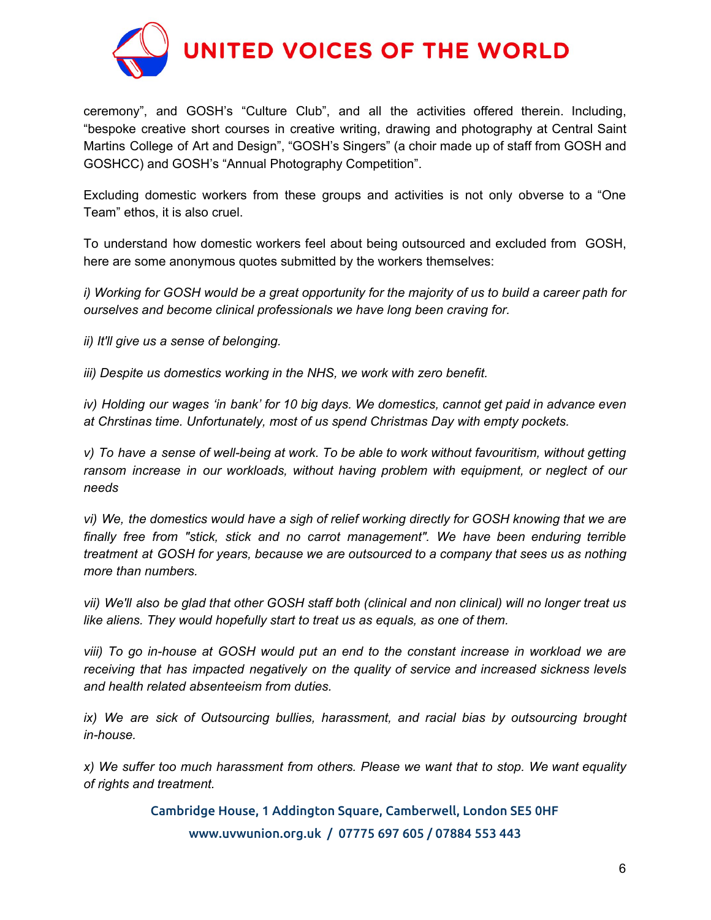ceremony", and GOSH's "Culture Club", and all the activities offered therein. Including, "bespoke creative short courses in creative writing, drawing and photography at Central Saint Martins College of Art and Design", "GOSH's Singers" (a choir made up of staff from GOSH and GOSHCC) and GOSH's "Annual Photography Competition".

Excluding domestic workers from these groups and activities is not only obverse to a "One Team" ethos, it is also cruel.

To understand how domestic workers feel about being outsourced and excluded from GOSH, here are some anonymous quotes submitted by the workers themselves:

*i) Working for GOSH would be a great opportunity for the majority of us to build a career path for ourselves and become clinical professionals we have long been craving for.*

*ii) It'll give us a sense of belonging.*

*iii) Despite us domestics working in the NHS, we work with zero benefit.*

*iv) Holding our wages 'in bank' for 10 big days. We domestics, cannot get paid in advance even at Chrstinas time. Unfortunately, most of us spend Christmas Day with empty pockets.*

*v) To have a sense of well-being at work. To be able to work without favouritism, without getting ransom increase in our workloads, without having problem with equipment, or neglect of our needs*

*vi) We, the domestics would have a sigh of relief working directly for GOSH knowing that we are finally free from "stick, stick and no carrot management". We have been enduring terrible treatment at GOSH for years, because we are outsourced to a company that sees us as nothing more than numbers.*

*vii) We'll also be glad that other GOSH staff both (clinical and non clinical) will no longer treat us like aliens. They would hopefully start to treat us as equals, as one of them.*

*viii) To go in-house at GOSH would put an end to the constant increase in workload we are receiving that has impacted negatively on the quality of service and increased sickness levels and health related absenteeism from duties.*

*ix) We are sick of Outsourcing bullies, harassment, and racial bias by outsourcing brought in-house.*

*x) We suffer too much harassment from others. Please we want that to stop. We want equality of rights and treatment.*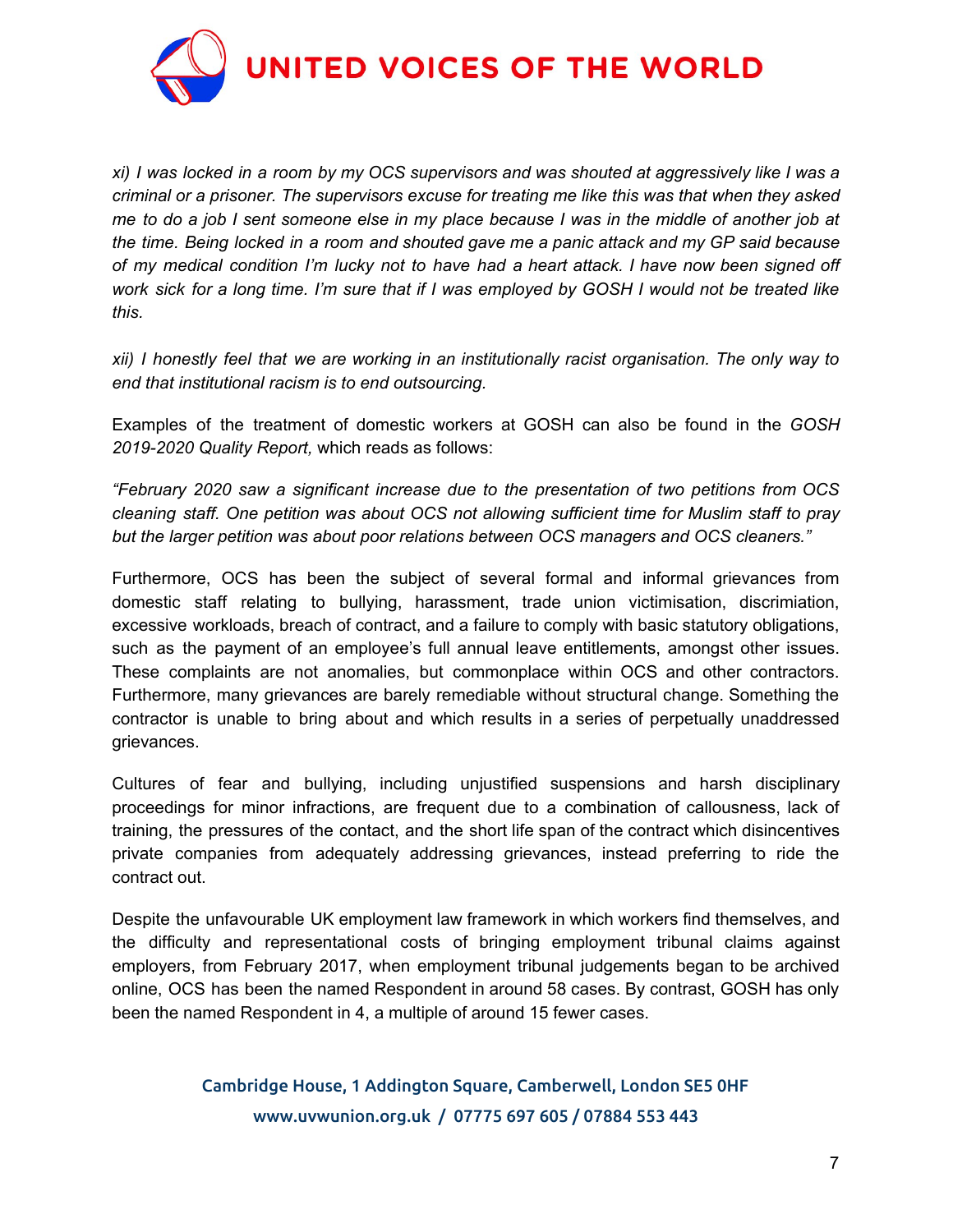*xi) I was locked in a room by my OCS supervisors and was shouted at aggressively like I was a criminal or a prisoner. The supervisors excuse for treating me like this was that when they asked me to do a job I sent someone else in my place because I was in the middle of another job at the time. Being locked in a room and shouted gave me a panic attack and my GP said because of my medical condition I'm lucky not to have had a heart attack. I have now been signed off work sick for a long time. I'm sure that if I was employed by GOSH I would not be treated like this.*

*xii) I honestly feel that we are working in an institutionally racist organisation. The only way to end that institutional racism is to end outsourcing.*

Examples of the treatment of domestic workers at GOSH can also be found in the *GOSH 2019-2020 Quality Report,* which reads as follows:

*"February 2020 saw a significant increase due to the presentation of two petitions from OCS cleaning staff. One petition was about OCS not allowing sufficient time for Muslim staff to pray but the larger petition was about poor relations between OCS managers and OCS cleaners."*

Furthermore, OCS has been the subject of several formal and informal grievances from domestic staff relating to bullying, harassment, trade union victimisation, discrimiation, excessive workloads, breach of contract, and a failure to comply with basic statutory obligations, such as the payment of an employee's full annual leave entitlements, amongst other issues. These complaints are not anomalies, but commonplace within OCS and other contractors. Furthermore, many grievances are barely remediable without structural change. Something the contractor is unable to bring about and which results in a series of perpetually unaddressed grievances.

Cultures of fear and bullying, including unjustified suspensions and harsh disciplinary proceedings for minor infractions, are frequent due to a combination of callousness, lack of training, the pressures of the contact, and the short life span of the contract which disincentives private companies from adequately addressing grievances, instead preferring to ride the contract out.

Despite the unfavourable UK employment law framework in which workers find themselves, and the difficulty and representational costs of bringing employment tribunal claims against employers, from February 2017, when employment tribunal judgements began to be archived online, OCS has been the named Respondent in around 58 cases. By contrast, GOSH has only been the named Respondent in 4, a multiple of around 15 fewer cases.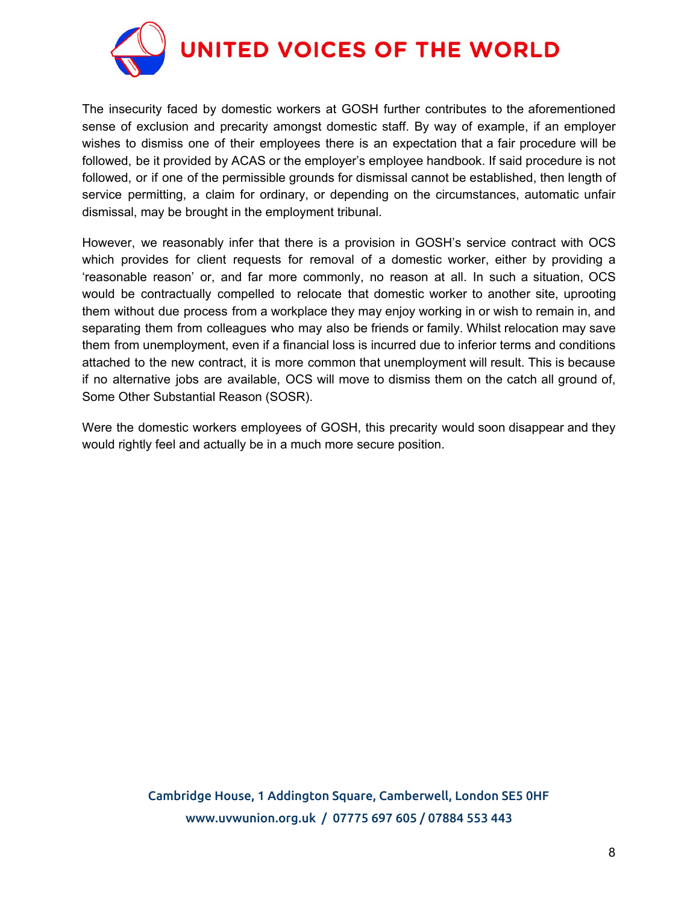The insecurity faced by domestic workers at GOSH further contributes to the aforementioned sense of exclusion and precarity amongst domestic staff. By way of example, if an employer wishes to dismiss one of their employees there is an expectation that a fair procedure will be followed, be it provided by ACAS or the employer's employee handbook. If said procedure is not followed, or if one of the permissible grounds for dismissal cannot be established, then length of service permitting, a claim for ordinary, or depending on the circumstances, automatic unfair dismissal, may be brought in the employment tribunal.

However, we reasonably infer that there is a provision in GOSH's service contract with OCS which provides for client requests for removal of a domestic worker, either by providing a 'reasonable reason' or, and far more commonly, no reason at all. In such a situation, OCS would be contractually compelled to relocate that domestic worker to another site, uprooting them without due process from a workplace they may enjoy working in or wish to remain in, and separating them from colleagues who may also be friends or family. Whilst relocation may save them from unemployment, even if a financial loss is incurred due to inferior terms and conditions attached to the new contract, it is more common that unemployment will result. This is because if no alternative jobs are available, OCS will move to dismiss them on the catch all ground of, Some Other Substantial Reason (SOSR).

Were the domestic workers employees of GOSH, this precarity would soon disappear and they would rightly feel and actually be in a much more secure position.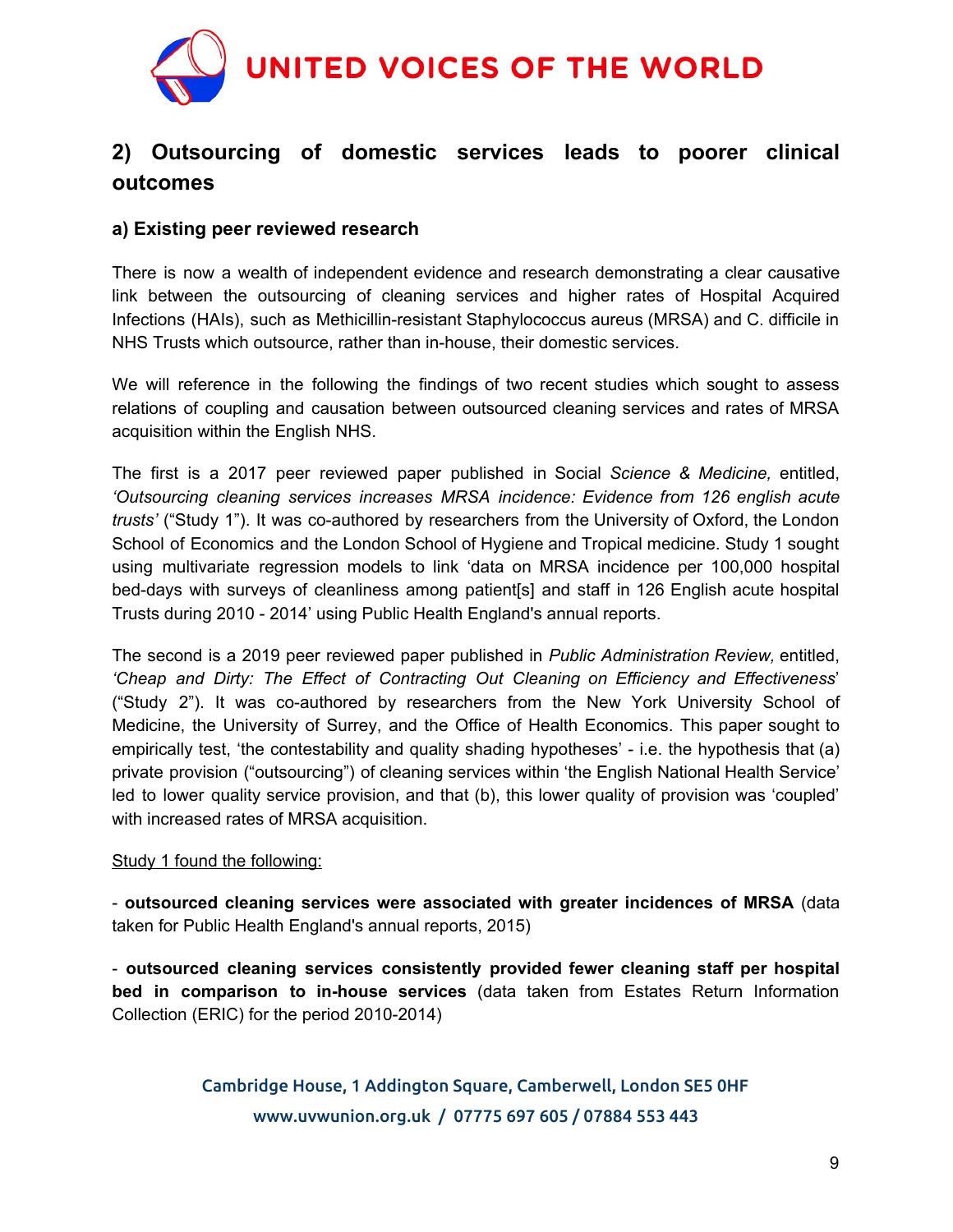## 2) Outsourcing of domestic services leads to poorer clinical outcomes

### a) Existing peer reviewed research

There is now a wealth of independent evidence and research demonstrating a clear causative link between the outsourcing of cleaning services and higher rates of Hospital Acquired Infections (HAIs), such as Methicillin-resistant Staphylococcus aureus (MRSA) and C. difficile in NHS Trusts which outsource, rather than in-house, their domestic services.

We will reference in the following the findings of two recent studies which sought to assess relations of coupling and causation between outsourced cleaning services and rates of MRSA acquisition within the English NHS.

The first is a 2017 peer reviewed paper published in Social *Science & Medicine,* entitled, *'Outsourcing cleaning services increases MRSA incidence: Evidence from 126 english acute trusts'* ("Study 1"). It was co-authored by researchers from the University of Oxford, the London School of Economics and the London School of Hygiene and Tropical medicine. Study 1 sought using multivariate regression models to link 'data on MRSA incidence per 100,000 hospital bed-days with surveys of cleanliness among patient[s] and staff in 126 English acute hospital Trusts during 2010 - 2014' using Public Health England's annual reports.

The second is a 2019 peer reviewed paper published in *Public Administration Review,* entitled, *'Cheap and Dirty: The Effect of Contracting Out Cleaning on Efficiency and Effectiveness*' ("Study 2"). It was co-authored by researchers from the New York University School of Medicine, the University of Surrey, and the Office of Health Economics. This paper sought to empirically test, 'the contestability and quality shading hypotheses' - i.e. the hypothesis that (a) private provision ("outsourcing") of cleaning services within 'the English National Health Service' led to lower quality service provision, and that (b), this lower quality of provision was 'coupled' with increased rates of MRSA acquisition.

Study 1 found the following:

- **outsourced cleaning services were associated with greater incidences of MRSA** (data taken for Public Health England's annual reports, 2015)

- **outsourced cleaning services consistently provided fewer cleaning staff per hospital bed in comparison to in-house services** (data taken from Estates Return Information Collection (ERIC) for the period 2010-2014)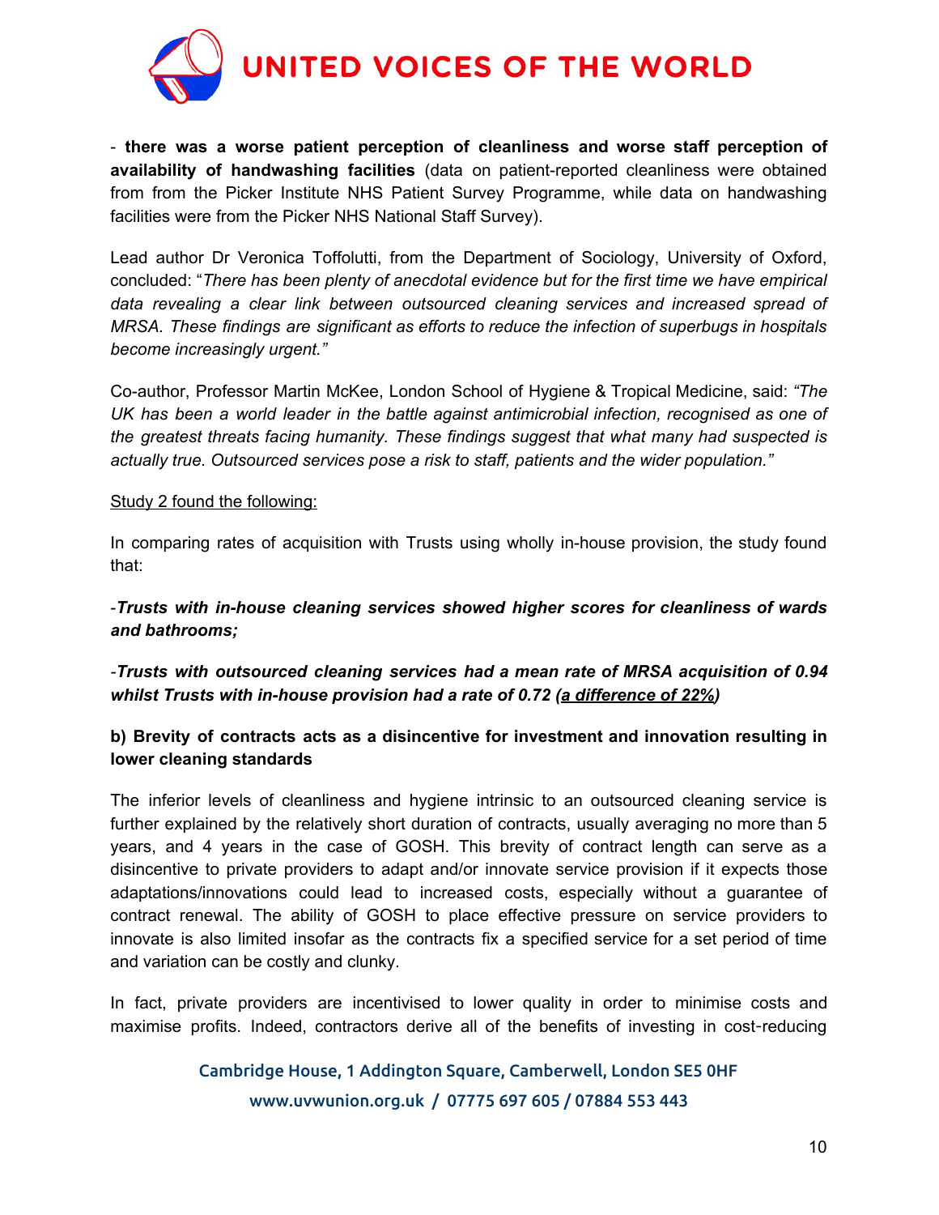- **there was a worse patient perception of cleanliness and worse staff perception of availability of handwashing facilities** (data on patient-reported cleanliness were obtained from from the Picker Institute NHS Patient Survey Programme, while data on handwashing facilities were from the Picker NHS National Staff Survey).

Lead author Dr Veronica Toffolutti, from the Department of Sociology, University of Oxford, concluded: "*There has been plenty of anecdotal evidence but for the first time we have empirical data revealing a clear link between outsourced cleaning services and increased spread of MRSA. These findings are significant as efforts to reduce the infection of superbugs in hospitals become increasingly urgent.*"

Co-author, Professor Martin McKee, London School of Hygiene & Tropical Medicine, said: *"The UK has been a world leader in the battle against antimicrobial infection, recognised as one of the greatest threats facing humanity. These findings suggest that what many had suspected is actually true. Outsourced services pose a risk to staff, patients and the wider population."*

<u>Study 2 found the following:</u>

In comparing rates of acquisition with Trusts using wholly in-house provision, the study found that:

-***Trusts with in-house cleaning services showed higher scores for cleanliness of wards and bathrooms;***

-***Trusts with outsourced cleaning services had a mean rate of MRSA acquisition of 0.94 whilst Trusts with in-house provision had a rate of 0.72 (<u>a difference of 22%</u>)***

**b) Brevity of contracts acts as a disincentive for investment and innovation resulting in lower cleaning standards**

The inferior levels of cleanliness and hygiene intrinsic to an outsourced cleaning service is further explained by the relatively short duration of contracts, usually averaging no more than 5 years, and 4 years in the case of GOSH. This brevity of contract length can serve as a disincentive to private providers to adapt and/or innovate service provision if it expects those adaptations/innovations could lead to increased costs, especially without a guarantee of contract renewal. The ability of GOSH to place effective pressure on service providers to innovate is also limited insofar as the contracts fix a specified service for a set period of time and variation can be costly and clunky.

In fact, private providers are incentivised to lower quality in order to minimise costs and maximise profits. Indeed, contractors derive all of the benefits of investing in cost-reducing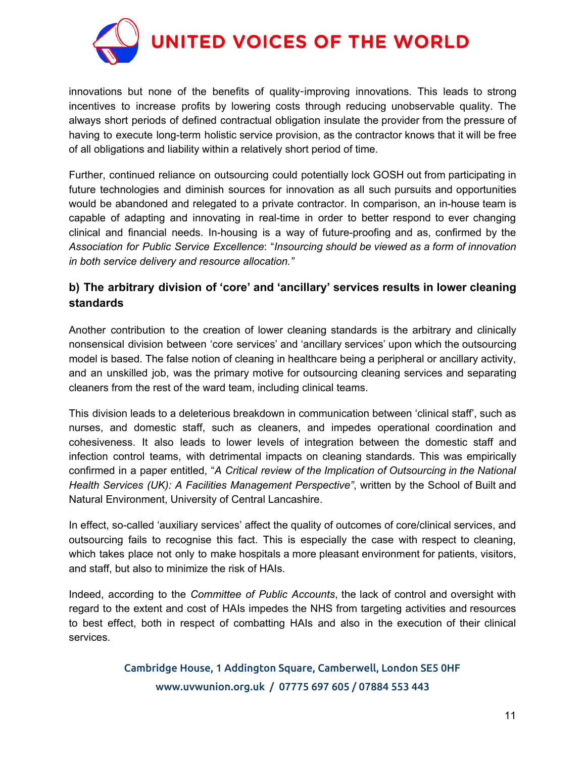innovations but none of the benefits of quality-improving innovations. This leads to strong incentives to increase profits by lowering costs through reducing unobservable quality. The always short periods of defined contractual obligation insulate the provider from the pressure of having to execute long-term holistic service provision, as the contractor knows that it will be free of all obligations and liability within a relatively short period of time.

Further, continued reliance on outsourcing could potentially lock GOSH out from participating in future technologies and diminish sources for innovation as all such pursuits and opportunities would be abandoned and relegated to a private contractor. In comparison, an in-house team is capable of adapting and innovating in real-time in order to better respond to ever changing clinical and financial needs. In-housing is a way of future-proofing and as, confirmed by the *Association for Public Service Excellence*: "*Insourcing should be viewed as a form of innovation in both service delivery and resource allocation.*"

### b) The arbitrary division of 'core' and 'ancillary' services results in lower cleaning standards

Another contribution to the creation of lower cleaning standards is the arbitrary and clinically nonsensical division between 'core services' and 'ancillary services' upon which the outsourcing model is based. The false notion of cleaning in healthcare being a peripheral or ancillary activity, and an unskilled job, was the primary motive for outsourcing cleaning services and separating cleaners from the rest of the ward team, including clinical teams.

This division leads to a deleterious breakdown in communication between 'clinical staff', such as nurses, and domestic staff, such as cleaners, and impedes operational coordination and cohesiveness. It also leads to lower levels of integration between the domestic staff and infection control teams, with detrimental impacts on cleaning standards. This was empirically confirmed in a paper entitled, "*A Critical review of the Implication of Outsourcing in the National Health Services (UK): A Facilities Management Perspective*", written by the School of Built and Natural Environment, University of Central Lancashire.

In effect, so-called 'auxiliary services' affect the quality of outcomes of core/clinical services, and outsourcing fails to recognise this fact. This is especially the case with respect to cleaning, which takes place not only to make hospitals a more pleasant environment for patients, visitors, and staff, but also to minimize the risk of HAIs.

Indeed, according to the *Committee of Public Accounts*, the lack of control and oversight with regard to the extent and cost of HAIs impedes the NHS from targeting activities and resources to best effect, both in respect of combatting HAIs and also in the execution of their clinical services.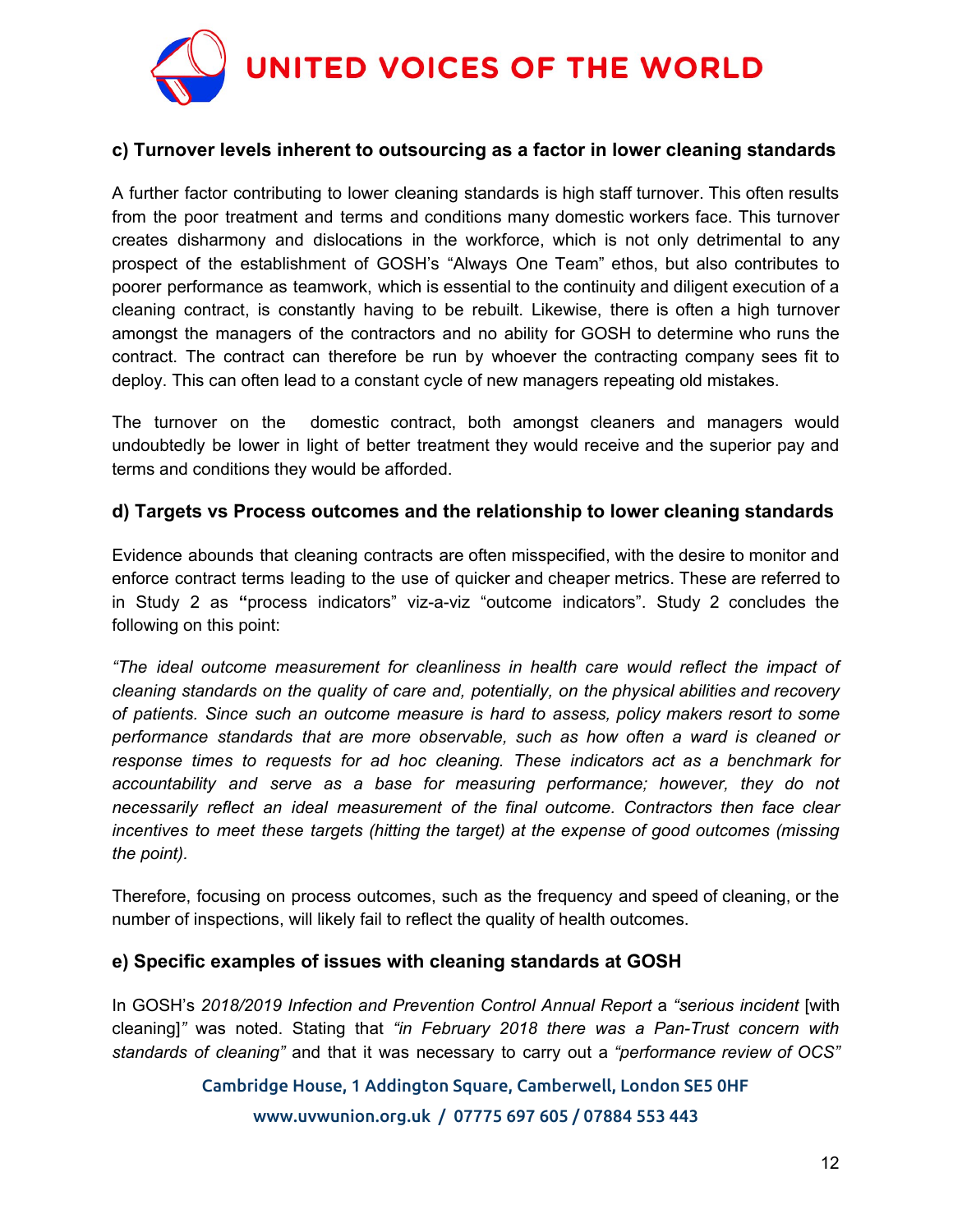### c) Turnover levels inherent to outsourcing as a factor in lower cleaning standards

A further factor contributing to lower cleaning standards is high staff turnover. This often results from the poor treatment and terms and conditions many domestic workers face. This turnover creates disharmony and dislocations in the workforce, which is not only detrimental to any prospect of the establishment of GOSH's "Always One Team" ethos, but also contributes to poorer performance as teamwork, which is essential to the continuity and diligent execution of a cleaning contract, is constantly having to be rebuilt. Likewise, there is often a high turnover amongst the managers of the contractors and no ability for GOSH to determine who runs the contract. The contract can therefore be run by whoever the contracting company sees fit to deploy. This can often lead to a constant cycle of new managers repeating old mistakes.

The turnover on the domestic contract, both amongst cleaners and managers would undoubtedly be lower in light of better treatment they would receive and the superior pay and terms and conditions they would be afforded.

### d) Targets vs Process outcomes and the relationship to lower cleaning standards

Evidence abounds that cleaning contracts are often misspecified, with the desire to monitor and enforce contract terms leading to the use of quicker and cheaper metrics. These are referred to in Study 2 as **"**process indicators" viz-a-viz "outcome indicators". Study 2 concludes the following on this point:

*"The ideal outcome measurement for cleanliness in health care would reflect the impact of cleaning standards on the quality of care and, potentially, on the physical abilities and recovery of patients. Since such an outcome measure is hard to assess, policy makers resort to some performance standards that are more observable, such as how often a ward is cleaned or response times to requests for ad hoc cleaning. These indicators act as a benchmark for accountability and serve as a base for measuring performance; however, they do not necessarily reflect an ideal measurement of the final outcome. Contractors then face clear incentives to meet these targets (hitting the target) at the expense of good outcomes (missing the point).*

Therefore, focusing on process outcomes, such as the frequency and speed of cleaning, or the number of inspections, will likely fail to reflect the quality of health outcomes.

### e) Specific examples of issues with cleaning standards at GOSH

In GOSH's *2018/2019 Infection and Prevention Control Annual Report* a *"serious incident* [with cleaning]*"* was noted. Stating that *"in February 2018 there was a Pan-Trust concern with standards of cleaning"* and that it was necessary to carry out a *"performance review of OCS"*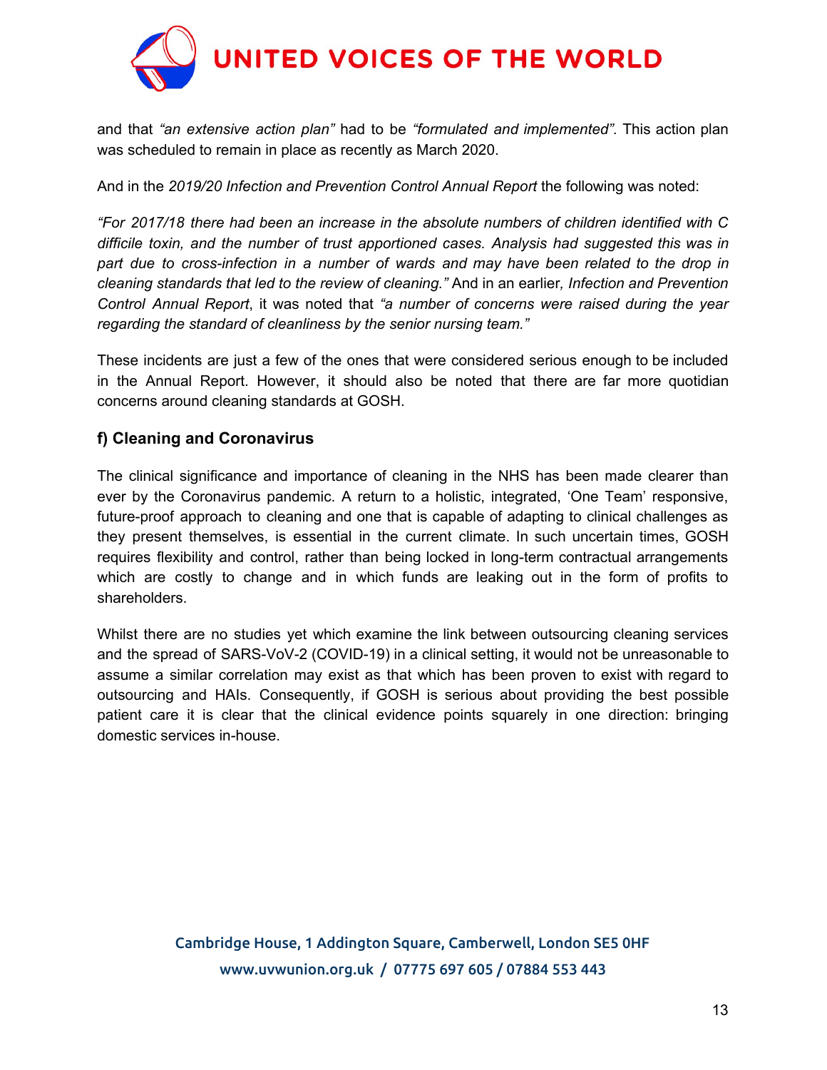and that *"an extensive action plan"* had to be *"formulated and implemented"*. This action plan was scheduled to remain in place as recently as March 2020.

And in the *2019/20 Infection and Prevention Control Annual Report* the following was noted:

*"For 2017/18 there had been an increase in the absolute numbers of children identified with C difficile toxin, and the number of trust apportioned cases. Analysis had suggested this was in part due to cross-infection in a number of wards and may have been related to the drop in cleaning standards that led to the review of cleaning."* And in an earlier*, Infection and Prevention Control Annual Report*, it was noted that *"a number of concerns were raised during the year regarding the standard of cleanliness by the senior nursing team."*

These incidents are just a few of the ones that were considered serious enough to be included in the Annual Report. However, it should also be noted that there are far more quotidian concerns around cleaning standards at GOSH.

### f) Cleaning and Coronavirus

The clinical significance and importance of cleaning in the NHS has been made clearer than ever by the Coronavirus pandemic. A return to a holistic, integrated, 'One Team' responsive, future-proof approach to cleaning and one that is capable of adapting to clinical challenges as they present themselves, is essential in the current climate. In such uncertain times, GOSH requires flexibility and control, rather than being locked in long-term contractual arrangements which are costly to change and in which funds are leaking out in the form of profits to shareholders.

Whilst there are no studies yet which examine the link between outsourcing cleaning services and the spread of SARS-VoV-2 (COVID-19) in a clinical setting, it would not be unreasonable to assume a similar correlation may exist as that which has been proven to exist with regard to outsourcing and HAIs. Consequently, if GOSH is serious about providing the best possible patient care it is clear that the clinical evidence points squarely in one direction: bringing domestic services in-house.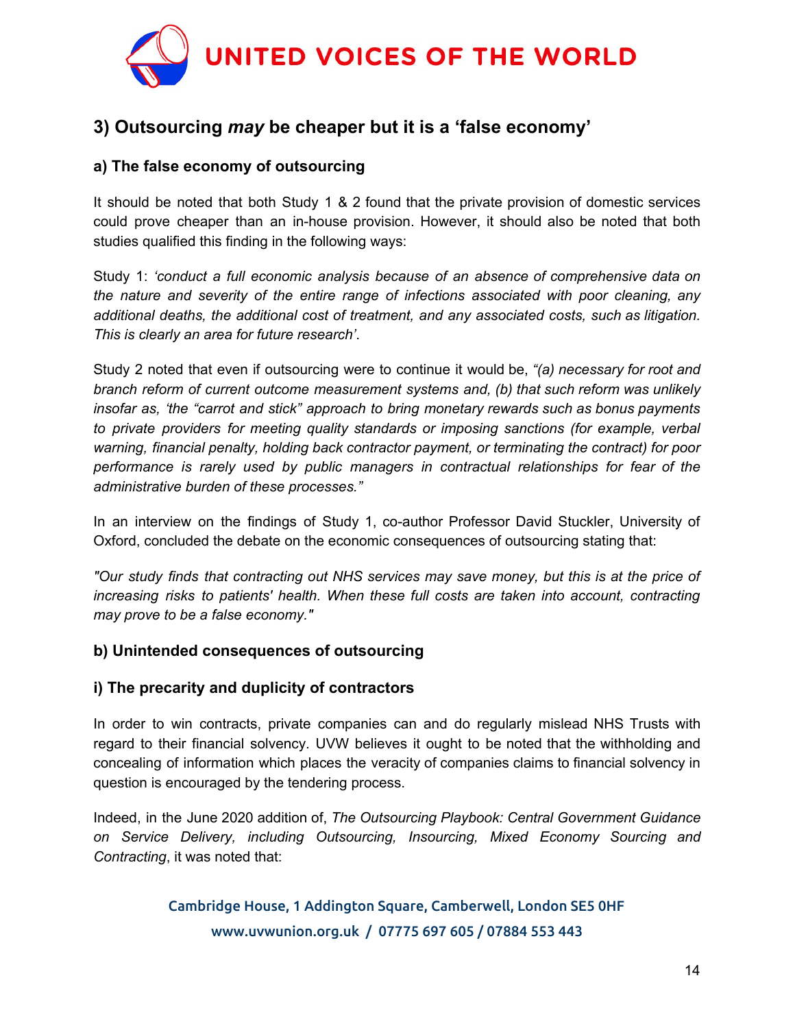## 3) Outsourcing *may* be cheaper but it is a 'false economy'

### a) The false economy of outsourcing

It should be noted that both Study 1 & 2 found that the private provision of domestic services could prove cheaper than an in-house provision. However, it should also be noted that both studies qualified this finding in the following ways:

Study 1: *'conduct a full economic analysis because of an absence of comprehensive data on the nature and severity of the entire range of infections associated with poor cleaning, any additional deaths, the additional cost of treatment, and any associated costs, such as litigation. This is clearly an area for future research'*.

Study 2 noted that even if outsourcing were to continue it would be, *"(a) necessary for root and branch reform of current outcome measurement systems and, (b) that such reform was unlikely insofar as, 'the "carrot and stick" approach to bring monetary rewards such as bonus payments to private providers for meeting quality standards or imposing sanctions (for example, verbal warning, financial penalty, holding back contractor payment, or terminating the contract) for poor performance is rarely used by public managers in contractual relationships for fear of the administrative burden of these processes."*

In an interview on the findings of Study 1, co-author Professor David Stuckler, University of Oxford, concluded the debate on the economic consequences of outsourcing stating that:

*"Our study finds that contracting out NHS services may save money, but this is at the price of increasing risks to patients' health. When these full costs are taken into account, contracting may prove to be a false economy."*

### b) Unintended consequences of outsourcing

#### i) The precarity and duplicity of contractors

In order to win contracts, private companies can and do regularly mislead NHS Trusts with regard to their financial solvency. UVW believes it ought to be noted that the withholding and concealing of information which places the veracity of companies claims to financial solvency in question is encouraged by the tendering process.

Indeed, in the June 2020 addition of, *The Outsourcing Playbook: Central Government Guidance on Service Delivery, including Outsourcing, Insourcing, Mixed Economy Sourcing and Contracting*, it was noted that: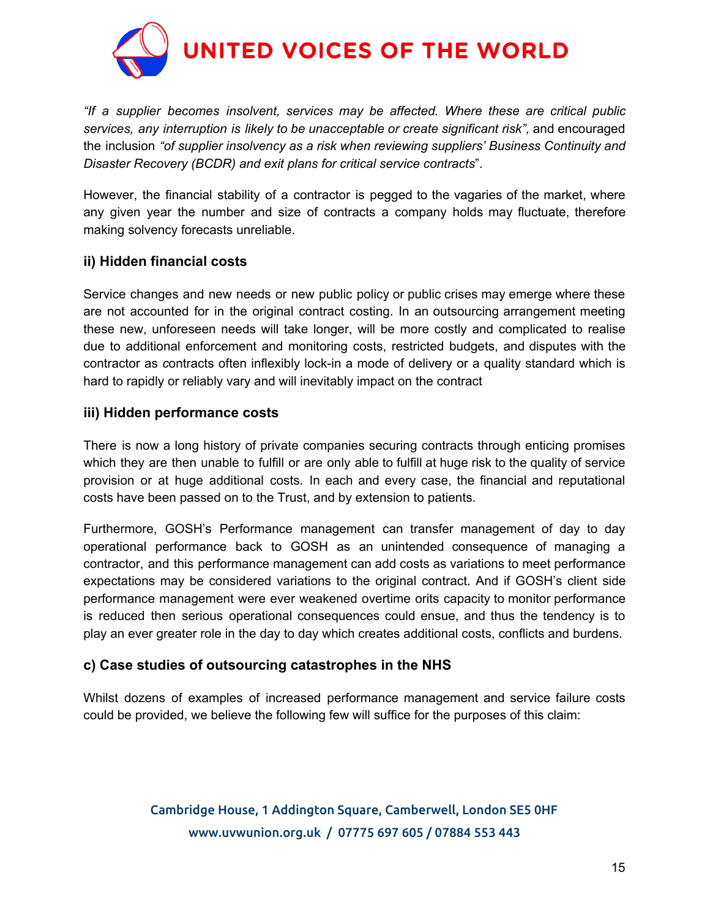*"If a supplier becomes insolvent, services may be affected. Where these are critical public services, any interruption is likely to be unacceptable or create significant risk",* and encouraged the inclusion *"of supplier insolvency as a risk when reviewing suppliers' Business Continuity and Disaster Recovery (BCDR) and exit plans for critical service contracts*".

However, the financial stability of a contractor is pegged to the vagaries of the market, where any given year the number and size of contracts a company holds may fluctuate, therefore making solvency forecasts unreliable.

### ii) Hidden financial costs

Service changes and new needs or new public policy or public crises may emerge where these are not accounted for in the original contract costing. In an outsourcing arrangement meeting these new, unforeseen needs will take longer, will be more costly and complicated to realise due to additional enforcement and monitoring costs, restricted budgets, and disputes with the contractor as *c*ontracts often inflexibly lock-in a mode of delivery or a quality standard which is hard to rapidly or reliably vary and will inevitably impact on the contract

### iii) Hidden performance costs

There is now a long history of private companies securing contracts through enticing promises which they are then unable to fulfill or are only able to fulfill at huge risk to the quality of service provision or at huge additional costs. In each and every case, the financial and reputational costs have been passed on to the Trust, and by extension to patients.

Furthermore, GOSH's Performance management can transfer management of day to day operational performance back to GOSH as an unintended consequence of managing a contractor, and this performance management can add costs as variations to meet performance expectations may be considered variations to the original contract. And if GOSH's client side performance management were ever weakened overtime orits capacity to monitor performance is reduced then serious operational consequences could ensue, and thus the tendency is to play an ever greater role in the day to day which creates additional costs, conflicts and burdens.

## c) Case studies of outsourcing catastrophes in the NHS

Whilst dozens of examples of increased performance management and service failure costs could be provided, we believe the following few will suffice for the purposes of this claim: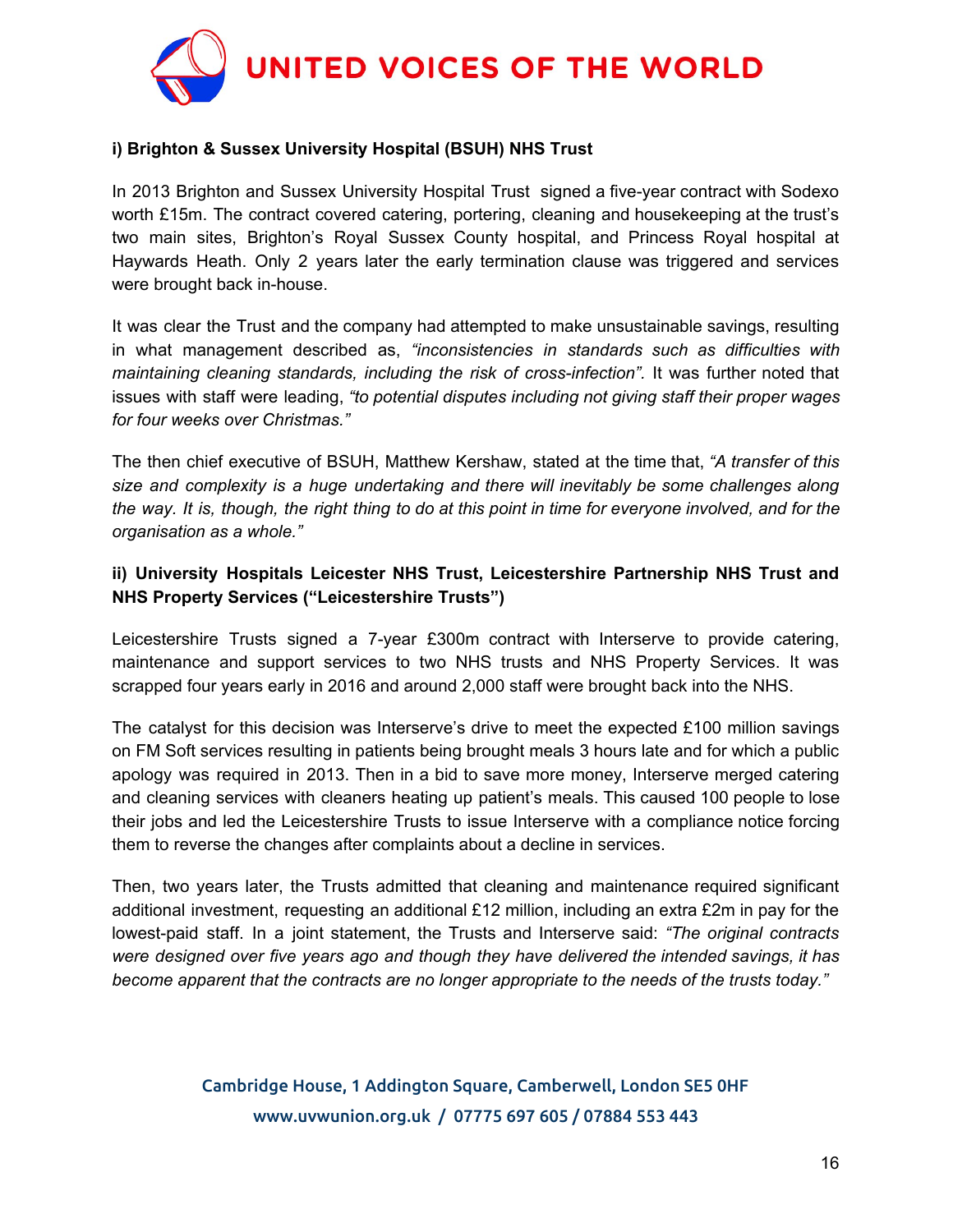**i) Brighton & Sussex University Hospital (BSUH) NHS Trust**

In 2013 Brighton and Sussex University Hospital Trust signed a five-year contract with Sodexo worth £15m. The contract covered catering, portering, cleaning and housekeeping at the trust's two main sites, Brighton's Royal Sussex County hospital, and Princess Royal hospital at Haywards Heath. Only 2 years later the early termination clause was triggered and services were brought back in-house.

It was clear the Trust and the company had attempted to make unsustainable savings, resulting in what management described as, *"inconsistencies in standards such as difficulties with maintaining cleaning standards, including the risk of cross-infection".* It was further noted that issues with staff were leading, *"to potential disputes including not giving staff their proper wages for four weeks over Christmas."*

The then chief executive of BSUH, Matthew Kershaw, stated at the time that, *"A transfer of this size and complexity is a huge undertaking and there will inevitably be some challenges along the way. It is, though, the right thing to do at this point in time for everyone involved, and for the organisation as a whole."*

**ii) University Hospitals Leicester NHS Trust, Leicestershire Partnership NHS Trust and NHS Property Services ("Leicestershire Trusts")**

Leicestershire Trusts signed a 7-year £300m contract with Interserve to provide catering, maintenance and support services to two NHS trusts and NHS Property Services. It was scrapped four years early in 2016 and around 2,000 staff were brought back into the NHS.

The catalyst for this decision was Interserve's drive to meet the expected £100 million savings on FM Soft services resulting in patients being brought meals 3 hours late and for which a public apology was required in 2013. Then in a bid to save more money, Interserve merged catering and cleaning services with cleaners heating up patient's meals. This caused 100 people to lose their jobs and led the Leicestershire Trusts to issue Interserve with a compliance notice forcing them to reverse the changes after complaints about a decline in services.

Then, two years later, the Trusts admitted that cleaning and maintenance required significant additional investment, requesting an additional £12 million, including an extra £2m in pay for the lowest-paid staff. In a joint statement, the Trusts and Interserve said: *"The original contracts were designed over five years ago and though they have delivered the intended savings, it has become apparent that the contracts are no longer appropriate to the needs of the trusts today."*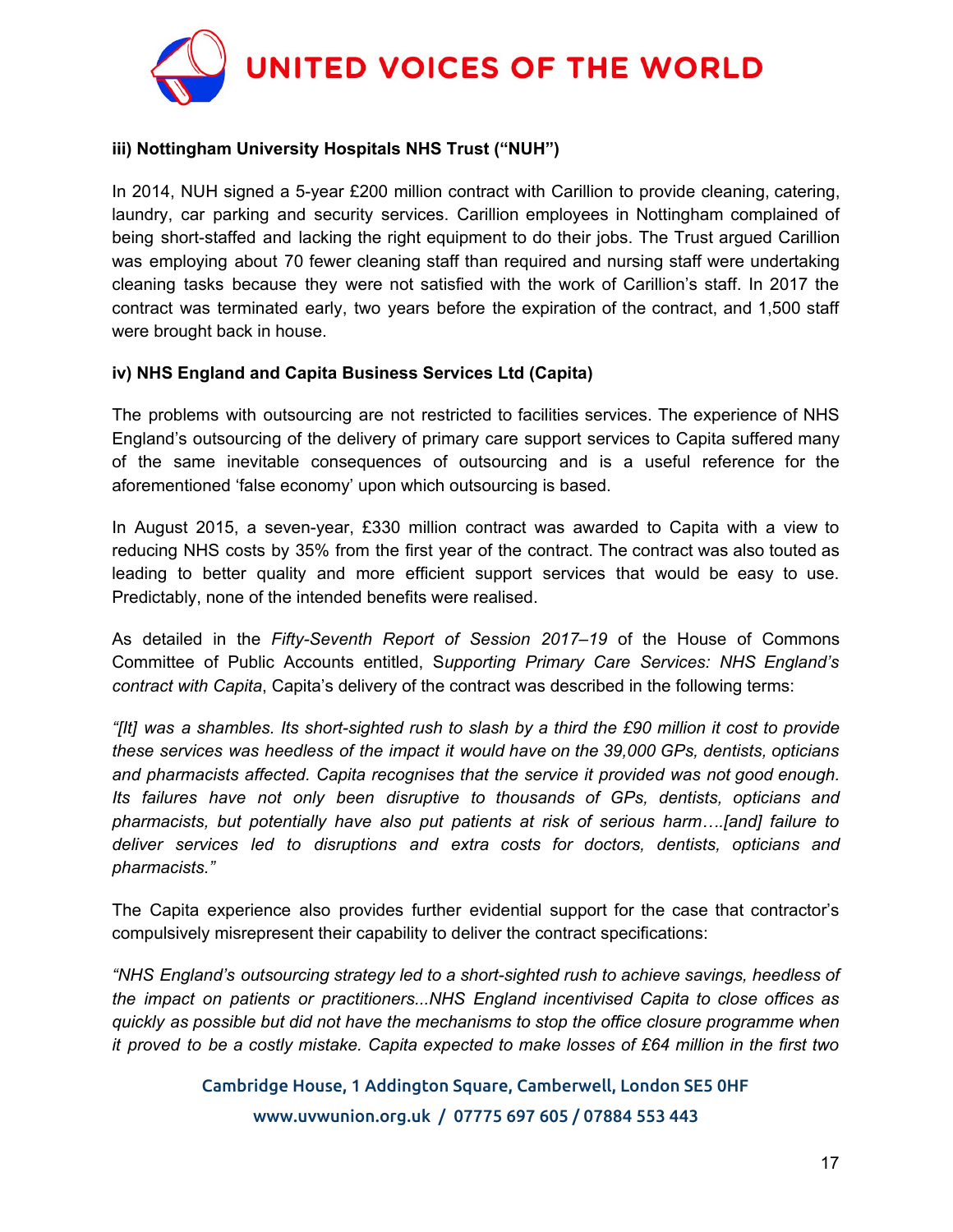**iii) Nottingham University Hospitals NHS Trust ("NUH")**

In 2014, NUH signed a 5-year £200 million contract with Carillion to provide cleaning, catering, laundry, car parking and security services. Carillion employees in Nottingham complained of being short-staffed and lacking the right equipment to do their jobs. The Trust argued Carillion was employing about 70 fewer cleaning staff than required and nursing staff were undertaking cleaning tasks because they were not satisfied with the work of Carillion's staff. In 2017 the contract was terminated early, two years before the expiration of the contract, and 1,500 staff were brought back in house.

**iv) NHS England and Capita Business Services Ltd (Capita)**

The problems with outsourcing are not restricted to facilities services. The experience of NHS England's outsourcing of the delivery of primary care support services to Capita suffered many of the same inevitable consequences of outsourcing and is a useful reference for the aforementioned 'false economy' upon which outsourcing is based.

In August 2015, a seven-year, £330 million contract was awarded to Capita with a view to reducing NHS costs by 35% from the first year of the contract. The contract was also touted as leading to better quality and more efficient support services that would be easy to use. Predictably, none of the intended benefits were realised.

As detailed in the *Fifty-Seventh Report of Session 2017–19* of the House of Commons Committee of Public Accounts entitled, S*upporting Primary Care Services: NHS England's contract with Capita*, Capita's delivery of the contract was described in the following terms:

*"[It] was a shambles. Its short-sighted rush to slash by a third the £90 million it cost to provide these services was heedless of the impact it would have on the 39,000 GPs, dentists, opticians and pharmacists affected. Capita recognises that the service it provided was not good enough. Its failures have not only been disruptive to thousands of GPs, dentists, opticians and pharmacists, but potentially have also put patients at risk of serious harm….[and] failure to deliver services led to disruptions and extra costs for doctors, dentists, opticians and pharmacists."*

The Capita experience also provides further evidential support for the case that contractor's compulsively misrepresent their capability to deliver the contract specifications:

*"NHS England's outsourcing strategy led to a short-sighted rush to achieve savings, heedless of the impact on patients or practitioners...NHS England incentivised Capita to close offices as quickly as possible but did not have the mechanisms to stop the office closure programme when it proved to be a costly mistake. Capita expected to make losses of £64 million in the first two*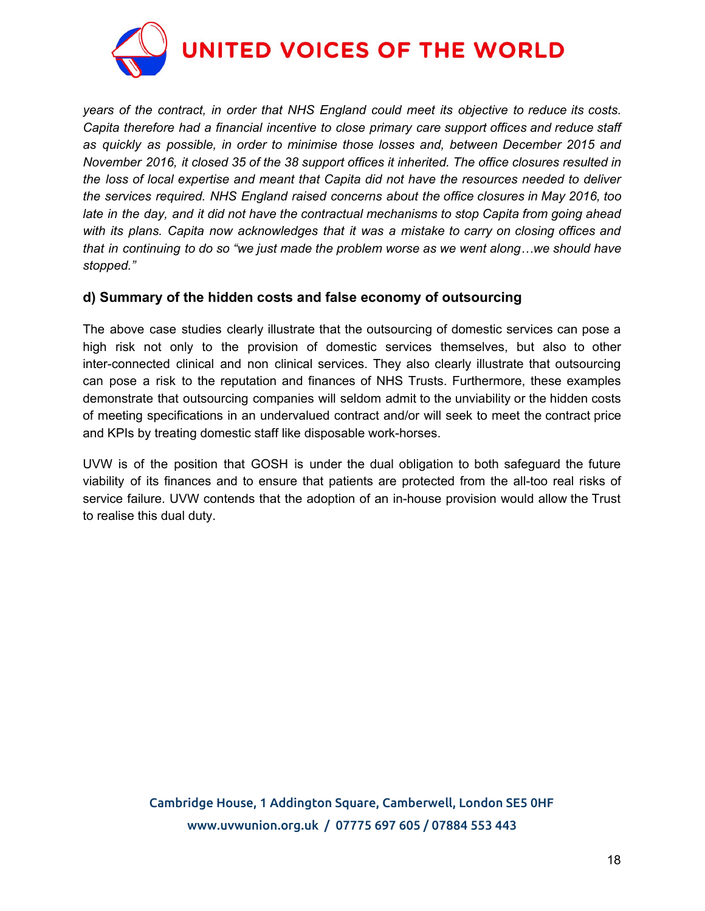*years of the contract, in order that NHS England could meet its objective to reduce its costs. Capita therefore had a financial incentive to close primary care support offices and reduce staff as quickly as possible, in order to minimise those losses and, between December 2015 and November 2016, it closed 35 of the 38 support offices it inherited. The office closures resulted in the loss of local expertise and meant that Capita did not have the resources needed to deliver the services required. NHS England raised concerns about the office closures in May 2016, too late in the day, and it did not have the contractual mechanisms to stop Capita from going ahead with its plans. Capita now acknowledges that it was a mistake to carry on closing offices and that in continuing to do so "we just made the problem worse as we went along…we should have stopped."*

### d) Summary of the hidden costs and false economy of outsourcing

The above case studies clearly illustrate that the outsourcing of domestic services can pose a high risk not only to the provision of domestic services themselves, but also to other inter-connected clinical and non clinical services. They also clearly illustrate that outsourcing can pose a risk to the reputation and finances of NHS Trusts. Furthermore, these examples demonstrate that outsourcing companies will seldom admit to the unviability or the hidden costs of meeting specifications in an undervalued contract and/or will seek to meet the contract price and KPIs by treating domestic staff like disposable work-horses.

UVW is of the position that GOSH is under the dual obligation to both safeguard the future viability of its finances and to ensure that patients are protected from the all-too real risks of service failure. UVW contends that the adoption of an in-house provision would allow the Trust to realise this dual duty.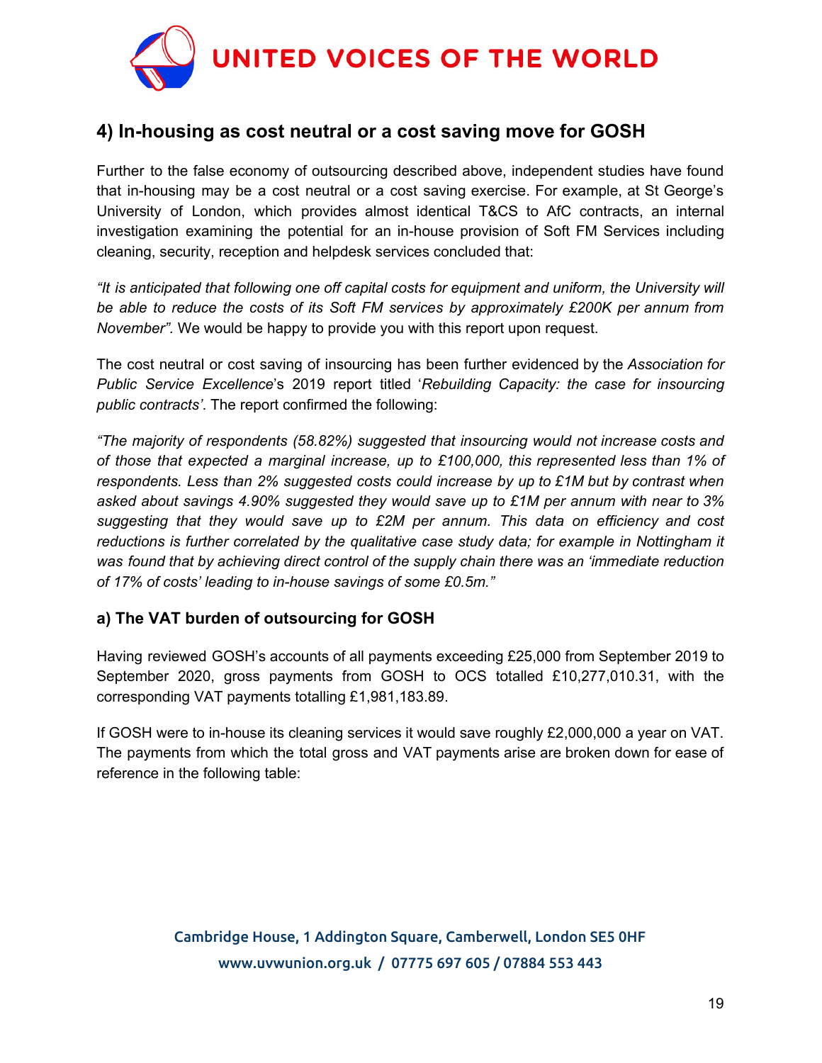## 4) In-housing as cost neutral or a cost saving move for GOSH

Further to the false economy of outsourcing described above, independent studies have found that in-housing may be a cost neutral or a cost saving exercise. For example, at St George's University of London, which provides almost identical T&CS to AfC contracts, an internal investigation examining the potential for an in-house provision of Soft FM Services including cleaning, security, reception and helpdesk services concluded that:

*"It is anticipated that following one off capital costs for equipment and uniform, the University will be able to reduce the costs of its Soft FM services by approximately £200K per annum from November".* We would be happy to provide you with this report upon request.

The cost neutral or cost saving of insourcing has been further evidenced by the *Association for Public Service Excellence*'s 2019 report titled '*Rebuilding Capacity: the case for insourcing public contracts'*. The report confirmed the following:

*"The majority of respondents (58.82%) suggested that insourcing would not increase costs and of those that expected a marginal increase, up to £100,000, this represented less than 1% of respondents. Less than 2% suggested costs could increase by up to £1M but by contrast when asked about savings 4.90% suggested they would save up to £1M per annum with near to 3% suggesting that they would save up to £2M per annum. This data on efficiency and cost reductions is further correlated by the qualitative case study data; for example in Nottingham it was found that by achieving direct control of the supply chain there was an 'immediate reduction of 17% of costs' leading to in-house savings of some £0.5m."*

### a) The VAT burden of outsourcing for GOSH

Having reviewed GOSH's accounts of all payments exceeding £25,000 from September 2019 to September 2020, gross payments from GOSH to OCS totalled £10,277,010.31, with the corresponding VAT payments totalling £1,981,183.89.

If GOSH were to in-house its cleaning services it would save roughly £2,000,000 a year on VAT. The payments from which the total gross and VAT payments arise are broken down for ease of reference in the following table: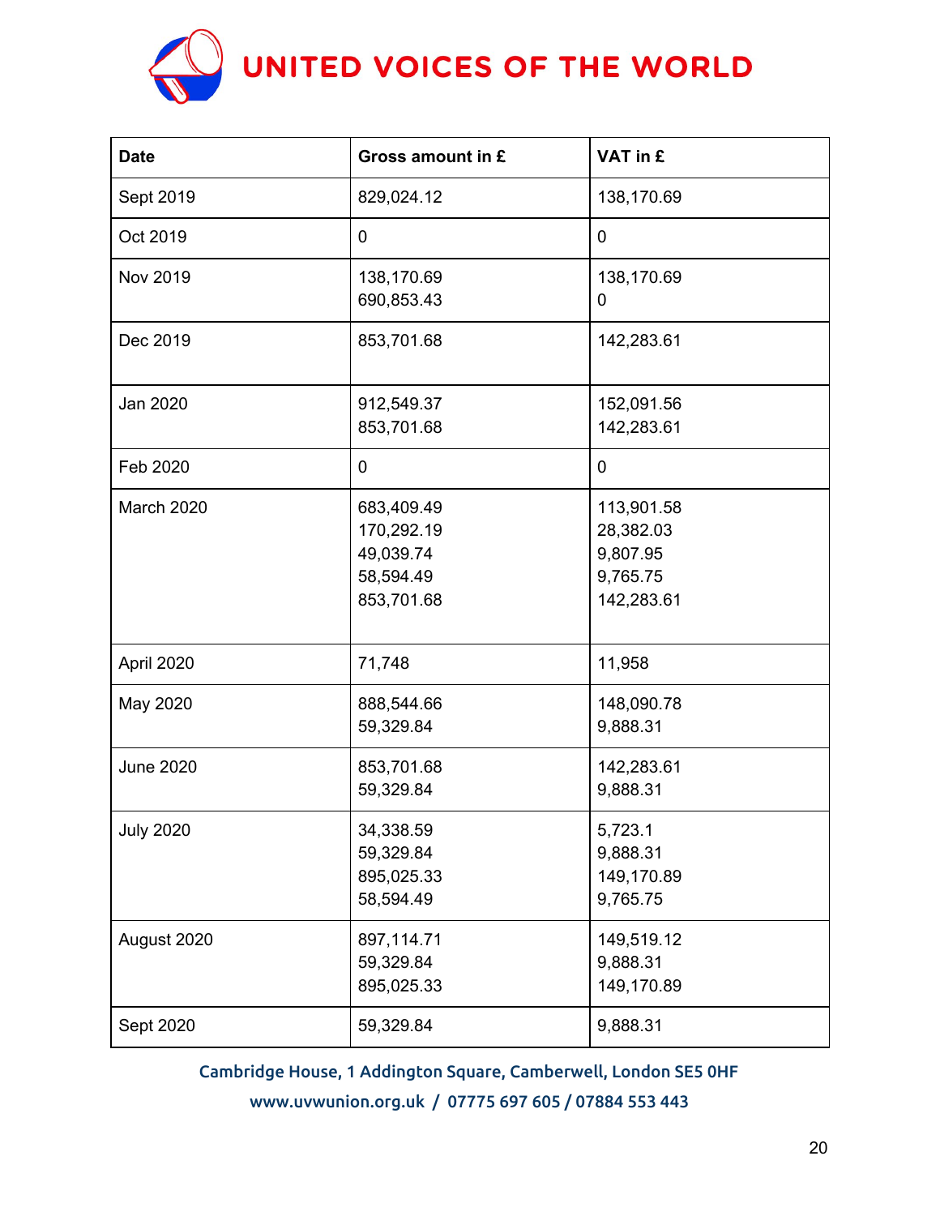| Date | Gross amount in £ | VAT in £ |
| --- | --- | --- |
| Sept 2019 | 829,024.12 | 138,170.69 |
| Oct 2019 | 0 | 0 |
| Nov 2019 | 138,170.69<br>690,853.43 | 138,170.69<br>0 |
| Dec 2019 | 853,701.68 | 142,283.61 |
| Jan 2020 | 912,549.37<br>853,701.68 | 152,091.56<br>142,283.61 |
| Feb 2020 | 0 | 0 |
| March 2020 | 683,409.49<br>170,292.19<br>49,039.74<br>58,594.49<br>853,701.68 | 113,901.58<br>28,382.03<br>9,807.95<br>9,765.75<br>142,283.61 |
| April 2020 | 71,748 | 11,958 |
| May 2020 | 888,544.66<br>59,329.84 | 148,090.78<br>9,888.31 |
| June 2020 | 853,701.68<br>59,329.84 | 142,283.61<br>9,888.31 |
| July 2020 | 34,338.59<br>59,329.84<br>895,025.33<br>58,594.49 | 5,723.1<br>9,888.31<br>149,170.89<br>9,765.75 |
| August 2020 | 897,114.71<br>59,329.84<br>895,025.33 | 149,519.12<br>9,888.31<br>149,170.89 |
| Sept 2020 | 59,329.84 | 9,888.31 |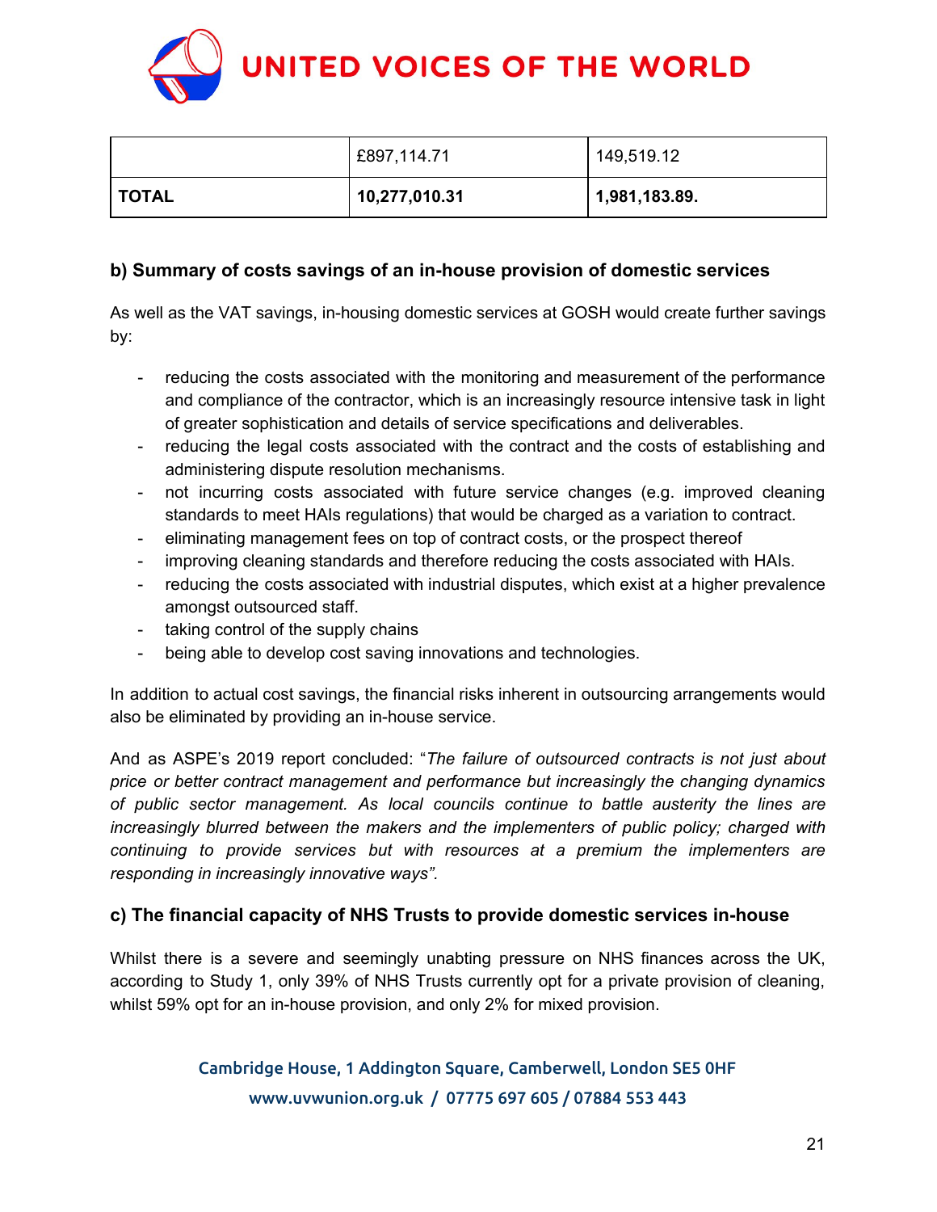| | | |
|---|---|---|
| | £897,114.71 | 149,519.12 |
| **TOTAL** | **10,277,010.31** | **1,981,183.89.** |

### b) Summary of costs savings of an in-house provision of domestic services

As well as the VAT savings, in-housing domestic services at GOSH would create further savings by:

- reducing the costs associated with the monitoring and measurement of the performance and compliance of the contractor, which is an increasingly resource intensive task in light of greater sophistication and details of service specifications and deliverables.
- reducing the legal costs associated with the contract and the costs of establishing and administering dispute resolution mechanisms.
- not incurring costs associated with future service changes (e.g. improved cleaning standards to meet HAIs regulations) that would be charged as a variation to contract.
- eliminating management fees on top of contract costs, or the prospect thereof
- improving cleaning standards and therefore reducing the costs associated with HAIs.
- reducing the costs associated with industrial disputes, which exist at a higher prevalence amongst outsourced staff.
- taking control of the supply chains
- being able to develop cost saving innovations and technologies.

In addition to actual cost savings, the financial risks inherent in outsourcing arrangements would also be eliminated by providing an in-house service.

And as ASPE's 2019 report concluded: "*The failure of outsourced contracts is not just about price or better contract management and performance but increasingly the changing dynamics of public sector management. As local councils continue to battle austerity the lines are increasingly blurred between the makers and the implementers of public policy; charged with continuing to provide services but with resources at a premium the implementers are responding in increasingly innovative ways".*

### c) The financial capacity of NHS Trusts to provide domestic services in-house

Whilst there is a severe and seemingly unabting pressure on NHS finances across the UK, according to Study 1, only 39% of NHS Trusts currently opt for a private provision of cleaning, whilst 59% opt for an in-house provision, and only 2% for mixed provision.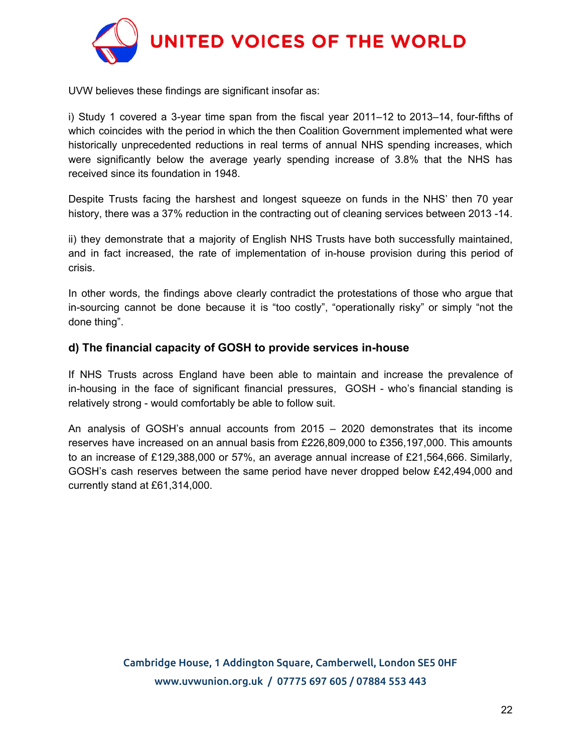UVW believes these findings are significant insofar as:

i) Study 1 covered a 3-year time span from the fiscal year 2011–12 to 2013–14, four-fifths of which coincides with the period in which the then Coalition Government implemented what were historically unprecedented reductions in real terms of annual NHS spending increases, which were significantly below the average yearly spending increase of 3.8% that the NHS has received since its foundation in 1948.

Despite Trusts facing the harshest and longest squeeze on funds in the NHS' then 70 year history, there was a 37% reduction in the contracting out of cleaning services between 2013 -14.

ii) they demonstrate that a majority of English NHS Trusts have both successfully maintained, and in fact increased, the rate of implementation of in-house provision during this period of crisis.

In other words, the findings above clearly contradict the protestations of those who argue that in-sourcing cannot be done because it is "too costly", "operationally risky" or simply "not the done thing".

### d) The financial capacity of GOSH to provide services in-house

If NHS Trusts across England have been able to maintain and increase the prevalence of in-housing in the face of significant financial pressures, GOSH - who's financial standing is relatively strong - would comfortably be able to follow suit.

An analysis of GOSH's annual accounts from 2015 – 2020 demonstrates that its income reserves have increased on an annual basis from £226,809,000 to £356,197,000. This amounts to an increase of £129,388,000 or 57%, an average annual increase of £21,564,666. Similarly, GOSH's cash reserves between the same period have never dropped below £42,494,000 and currently stand at £61,314,000.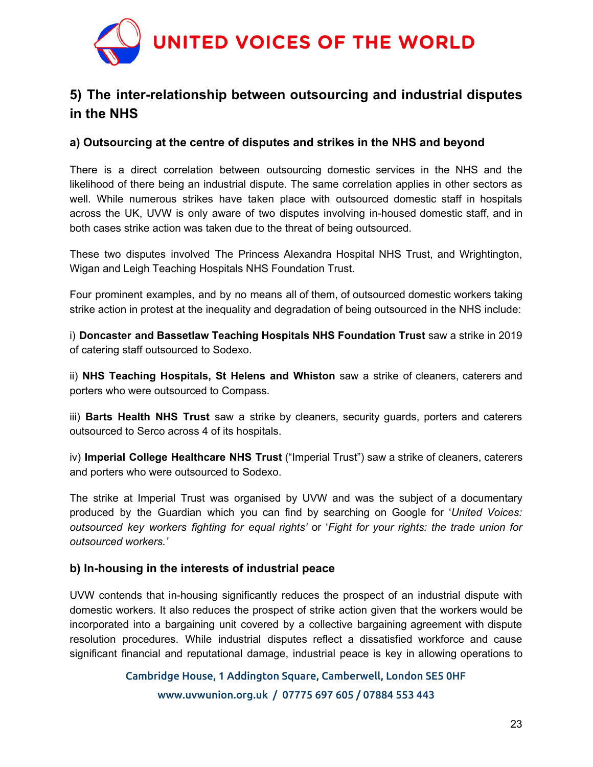## 5) The inter-relationship between outsourcing and industrial disputes in the NHS

### a) Outsourcing at the centre of disputes and strikes in the NHS and beyond

There is a direct correlation between outsourcing domestic services in the NHS and the likelihood of there being an industrial dispute. The same correlation applies in other sectors as well. While numerous strikes have taken place with outsourced domestic staff in hospitals across the UK, UVW is only aware of two disputes involving in-housed domestic staff, and in both cases strike action was taken due to the threat of being outsourced.

These two disputes involved The Princess Alexandra Hospital NHS Trust, and Wrightington, Wigan and Leigh Teaching Hospitals NHS Foundation Trust.

Four prominent examples, and by no means all of them, of outsourced domestic workers taking strike action in protest at the inequality and degradation of being outsourced in the NHS include:

i) **Doncaster and Bassetlaw Teaching Hospitals NHS Foundation Trust** saw a strike in 2019 of catering staff outsourced to Sodexo.

ii) **NHS Teaching Hospitals, St Helens and Whiston** saw a strike of cleaners, caterers and porters who were outsourced to Compass.

iii) **Barts Health NHS Trust** saw a strike by cleaners, security guards, porters and caterers outsourced to Serco across 4 of its hospitals.

iv) **Imperial College Healthcare NHS Trust** ("Imperial Trust") saw a strike of cleaners, caterers and porters who were outsourced to Sodexo.

The strike at Imperial Trust was organised by UVW and was the subject of a documentary produced by the Guardian which you can find by searching on Google for '*United Voices: outsourced key workers fighting for equal rights*' or '*Fight for your rights: the trade union for outsourced workers.*'

### b) In-housing in the interests of industrial peace

UVW contends that in-housing significantly reduces the prospect of an industrial dispute with domestic workers. It also reduces the prospect of strike action given that the workers would be incorporated into a bargaining unit covered by a collective bargaining agreement with dispute resolution procedures. While industrial disputes reflect a dissatisfied workforce and cause significant financial and reputational damage, industrial peace is key in allowing operations to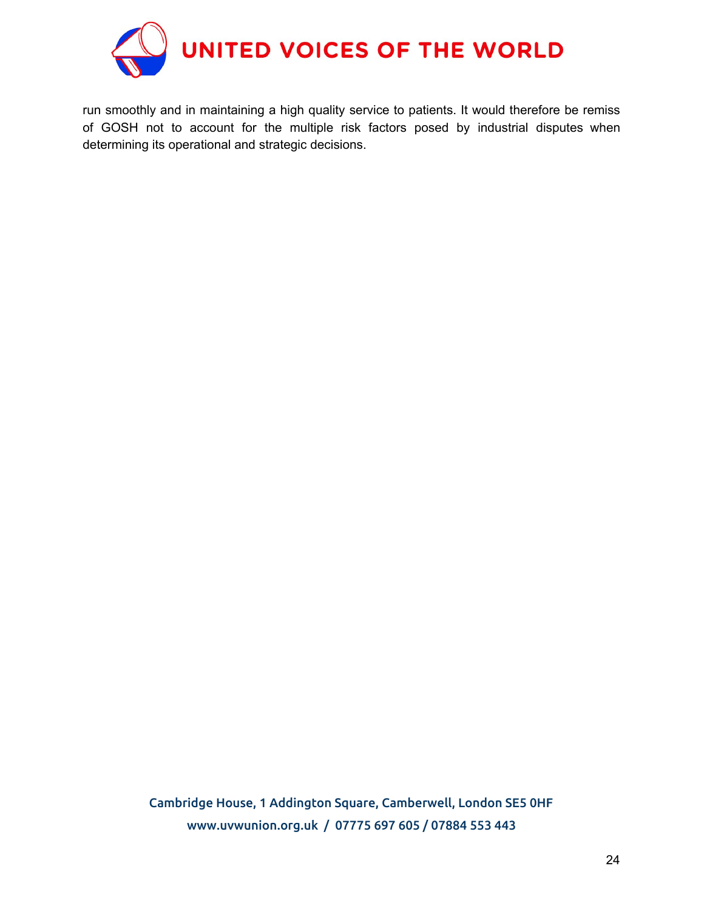run smoothly and in maintaining a high quality service to patients. It would therefore be remiss of GOSH not to account for the multiple risk factors posed by industrial disputes when determining its operational and strategic decisions.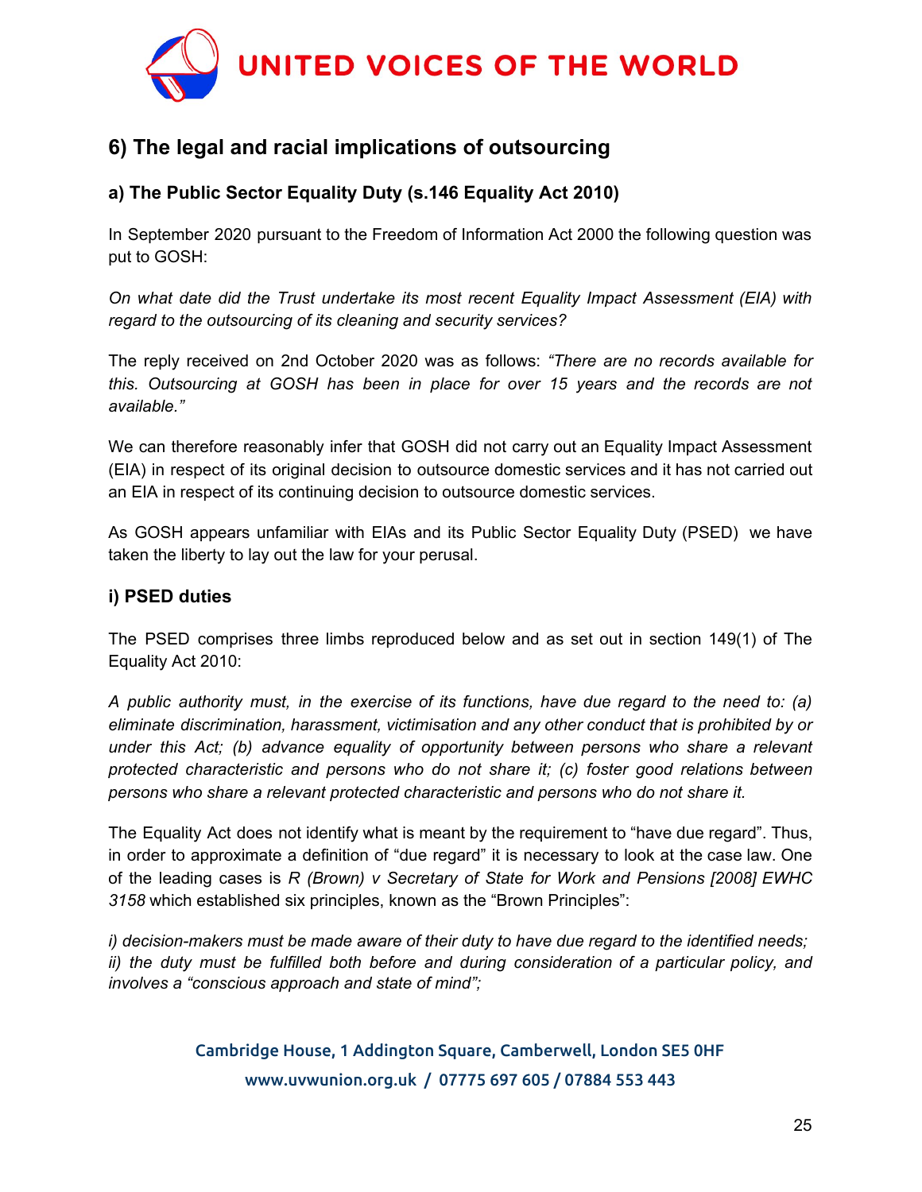## 6) The legal and racial implications of outsourcing

### a) The Public Sector Equality Duty (s.146 Equality Act 2010)

In September 2020 pursuant to the Freedom of Information Act 2000 the following question was put to GOSH:

*On what date did the Trust undertake its most recent Equality Impact Assessment (EIA) with regard to the outsourcing of its cleaning and security services?*

The reply received on 2nd October 2020 was as follows: *"There are no records available for this. Outsourcing at GOSH has been in place for over 15 years and the records are not available."*

We can therefore reasonably infer that GOSH did not carry out an Equality Impact Assessment (EIA) in respect of its original decision to outsource domestic services and it has not carried out an EIA in respect of its continuing decision to outsource domestic services.

As GOSH appears unfamiliar with EIAs and its Public Sector Equality Duty (PSED) we have taken the liberty to lay out the law for your perusal.

#### i) PSED duties

The PSED comprises three limbs reproduced below and as set out in section 149(1) of The Equality Act 2010:

*A public authority must, in the exercise of its functions, have due regard to the need to: (a) eliminate discrimination, harassment, victimisation and any other conduct that is prohibited by or under this Act; (b) advance equality of opportunity between persons who share a relevant protected characteristic and persons who do not share it; (c) foster good relations between persons who share a relevant protected characteristic and persons who do not share it.*

The Equality Act does not identify what is meant by the requirement to "have due regard". Thus, in order to approximate a definition of "due regard" it is necessary to look at the case law. One of the leading cases is *R (Brown) v Secretary of State for Work and Pensions [2008] EWHC 3158* which established six principles, known as the "Brown Principles":

*i) decision-makers must be made aware of their duty to have due regard to the identified needs;*
*ii) the duty must be fulfilled both before and during consideration of a particular policy, and involves a "conscious approach and state of mind";*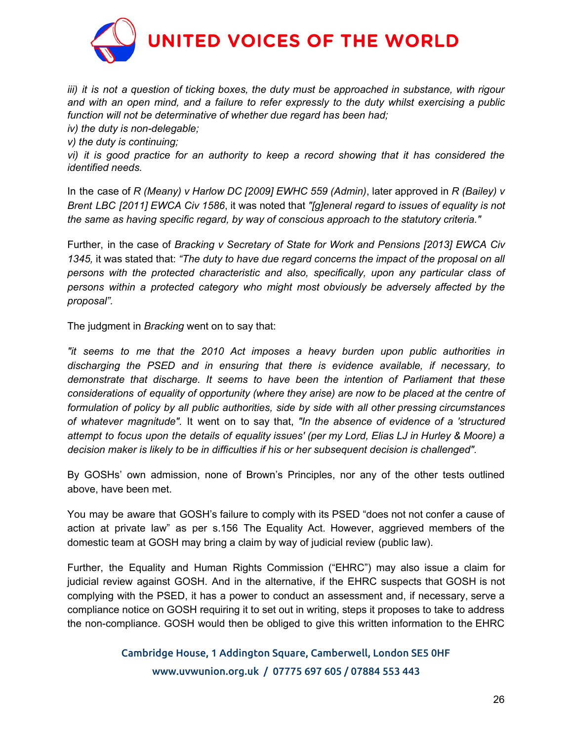*iii) it is not a question of ticking boxes, the duty must be approached in substance, with rigour and with an open mind, and a failure to refer expressly to the duty whilst exercising a public function will not be determinative of whether due regard has been had;*
*iv) the duty is non-delegable;*
*v) the duty is continuing;*
*vi) it is good practice for an authority to keep a record showing that it has considered the identified needs.*

In the case of *R (Meany) v Harlow DC [2009] EWHC 559 (Admin)*, later approved in *R (Bailey) v Brent LBC [2011] EWCA Civ 1586*, it was noted that *"[g]eneral regard to issues of equality is not the same as having specific regard, by way of conscious approach to the statutory criteria."*

Further, in the case of *Bracking v Secretary of State for Work and Pensions [2013] EWCA Civ 1345,* it was stated that: *"The duty to have due regard concerns the impact of the proposal on all persons with the protected characteristic and also, specifically, upon any particular class of persons within a protected category who might most obviously be adversely affected by the proposal".*

The judgment in *Bracking* went on to say that:

*"it seems to me that the 2010 Act imposes a heavy burden upon public authorities in discharging the PSED and in ensuring that there is evidence available, if necessary, to demonstrate that discharge. It seems to have been the intention of Parliament that these considerations of equality of opportunity (where they arise) are now to be placed at the centre of formulation of policy by all public authorities, side by side with all other pressing circumstances of whatever magnitude".* It went on to say that, *"In the absence of evidence of a 'structured attempt to focus upon the details of equality issues' (per my Lord, Elias LJ in Hurley & Moore) a decision maker is likely to be in difficulties if his or her subsequent decision is challenged".*

By GOSHs' own admission, none of Brown's Principles, nor any of the other tests outlined above, have been met.

You may be aware that GOSH's failure to comply with its PSED "does not not confer a cause of action at private law" as per s.156 The Equality Act. However, aggrieved members of the domestic team at GOSH may bring a claim by way of judicial review (public law).

Further, the Equality and Human Rights Commission ("EHRC") may also issue a claim for judicial review against GOSH. And in the alternative, if the EHRC suspects that GOSH is not complying with the PSED, it has a power to conduct an assessment and, if necessary, serve a compliance notice on GOSH requiring it to set out in writing, steps it proposes to take to address the non-compliance. GOSH would then be obliged to give this written information to the EHRC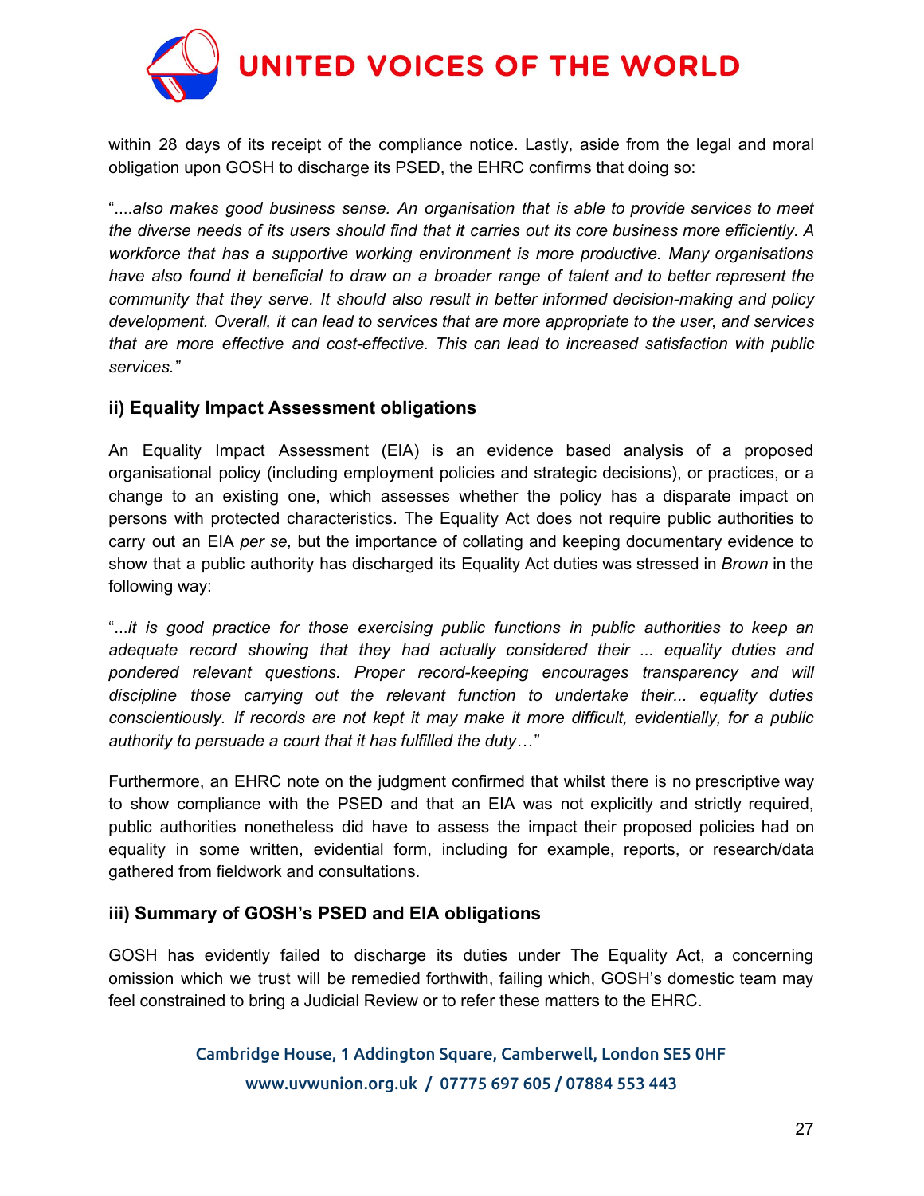within 28 days of its receipt of the compliance notice. Lastly, aside from the legal and moral obligation upon GOSH to discharge its PSED, the EHRC confirms that doing so:

"....*also makes good business sense. An organisation that is able to provide services to meet the diverse needs of its users should find that it carries out its core business more efficiently. A workforce that has a supportive working environment is more productive. Many organisations have also found it beneficial to draw on a broader range of talent and to better represent the community that they serve. It should also result in better informed decision-making and policy development. Overall, it can lead to services that are more appropriate to the user, and services that are more effective and cost-effective. This can lead to increased satisfaction with public services."*

### ii) Equality Impact Assessment obligations

An Equality Impact Assessment (EIA) is an evidence based analysis of a proposed organisational policy (including employment policies and strategic decisions), or practices, or a change to an existing one, which assesses whether the policy has a disparate impact on persons with protected characteristics. The Equality Act does not require public authorities to carry out an EIA *per se,* but the importance of collating and keeping documentary evidence to show that a public authority has discharged its Equality Act duties was stressed in *Brown* in the following way:

"...*it is good practice for those exercising public functions in public authorities to keep an adequate record showing that they had actually considered their ... equality duties and pondered relevant questions. Proper record-keeping encourages transparency and will discipline those carrying out the relevant function to undertake their... equality duties conscientiously. If records are not kept it may make it more difficult, evidentially, for a public authority to persuade a court that it has fulfilled the duty…"*

Furthermore, an EHRC note on the judgment confirmed that whilst there is no prescriptive way to show compliance with the PSED and that an EIA was not explicitly and strictly required, public authorities nonetheless did have to assess the impact their proposed policies had on equality in some written, evidential form, including for example, reports, or research/data gathered from fieldwork and consultations.

### iii) Summary of GOSH's PSED and EIA obligations

GOSH has evidently failed to discharge its duties under The Equality Act, a concerning omission which we trust will be remedied forthwith, failing which, GOSH's domestic team may feel constrained to bring a Judicial Review or to refer these matters to the EHRC.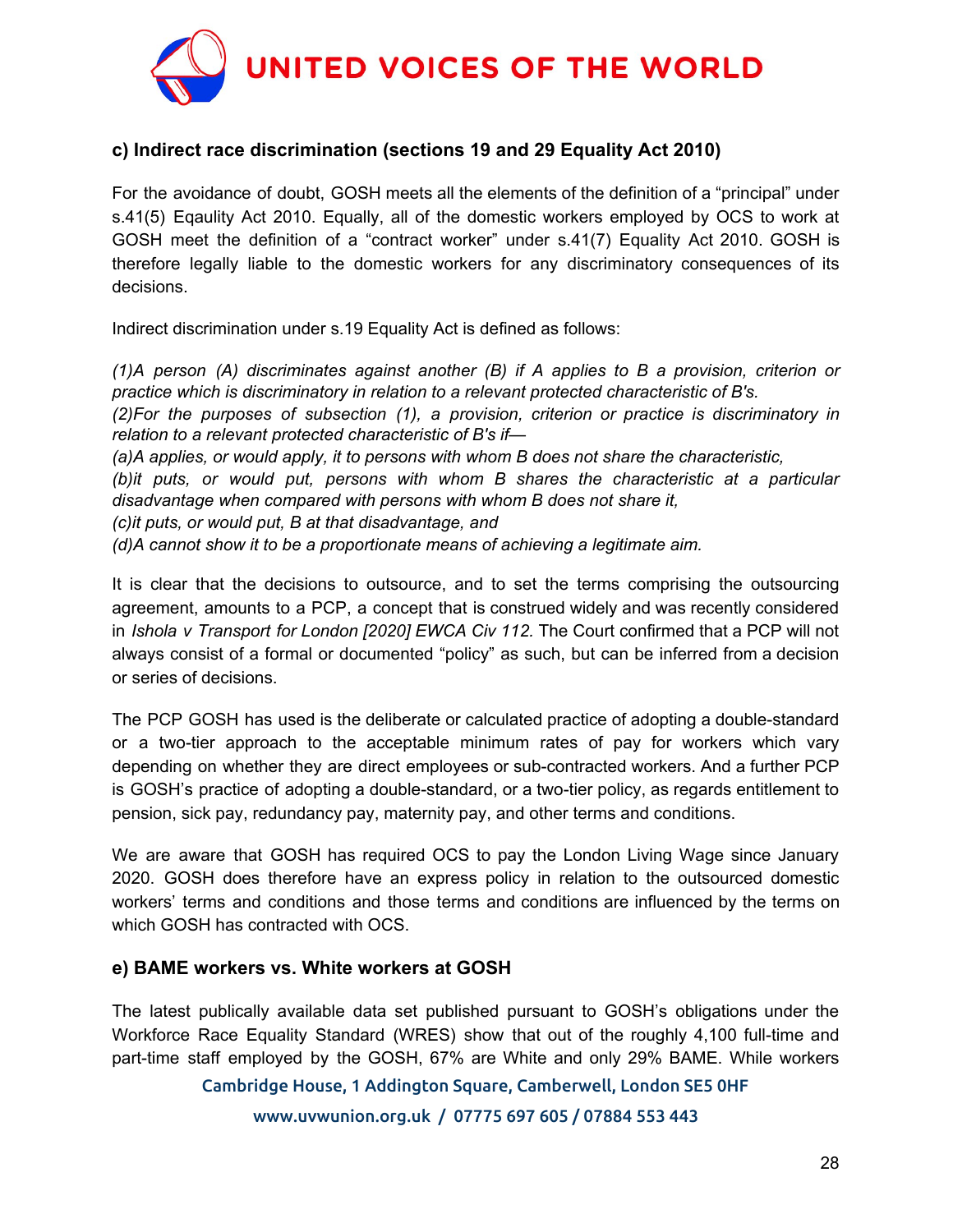### c) Indirect race discrimination (sections 19 and 29 Equality Act 2010)

For the avoidance of doubt, GOSH meets all the elements of the definition of a "principal" under s.41(5) Eqaulity Act 2010. Equally, all of the domestic workers employed by OCS to work at GOSH meet the definition of a "contract worker" under s.41(7) Equality Act 2010. GOSH is therefore legally liable to the domestic workers for any discriminatory consequences of its decisions.

Indirect discrimination under s.19 Equality Act is defined as follows:

*(1)A person (A) discriminates against another (B) if A applies to B a provision, criterion or practice which is discriminatory in relation to a relevant protected characteristic of B's.*
*(2)For the purposes of subsection (1), a provision, criterion or practice is discriminatory in relation to a relevant protected characteristic of B's if—*
*(a)A applies, or would apply, it to persons with whom B does not share the characteristic,*
*(b)it puts, or would put, persons with whom B shares the characteristic at a particular disadvantage when compared with persons with whom B does not share it,*
*(c)it puts, or would put, B at that disadvantage, and*
*(d)A cannot show it to be a proportionate means of achieving a legitimate aim.*

It is clear that the decisions to outsource, and to set the terms comprising the outsourcing agreement, amounts to a PCP, a concept that is construed widely and was recently considered in *Ishola v Transport for London [2020] EWCA Civ 112.* The Court confirmed that a PCP will not always consist of a formal or documented "policy" as such, but can be inferred from a decision or series of decisions.

The PCP GOSH has used is the deliberate or calculated practice of adopting a double-standard or a two-tier approach to the acceptable minimum rates of pay for workers which vary depending on whether they are direct employees or sub-contracted workers. And a further PCP is GOSH's practice of adopting a double-standard, or a two-tier policy, as regards entitlement to pension, sick pay, redundancy pay, maternity pay, and other terms and conditions.

We are aware that GOSH has required OCS to pay the London Living Wage since January 2020. GOSH does therefore have an express policy in relation to the outsourced domestic workers' terms and conditions and those terms and conditions are influenced by the terms on which GOSH has contracted with OCS.

### e) BAME workers vs. White workers at GOSH

The latest publically available data set published pursuant to GOSH's obligations under the Workforce Race Equality Standard (WRES) show that out of the roughly 4,100 full-time and part-time staff employed by the GOSH, 67% are White and only 29% BAME. While workers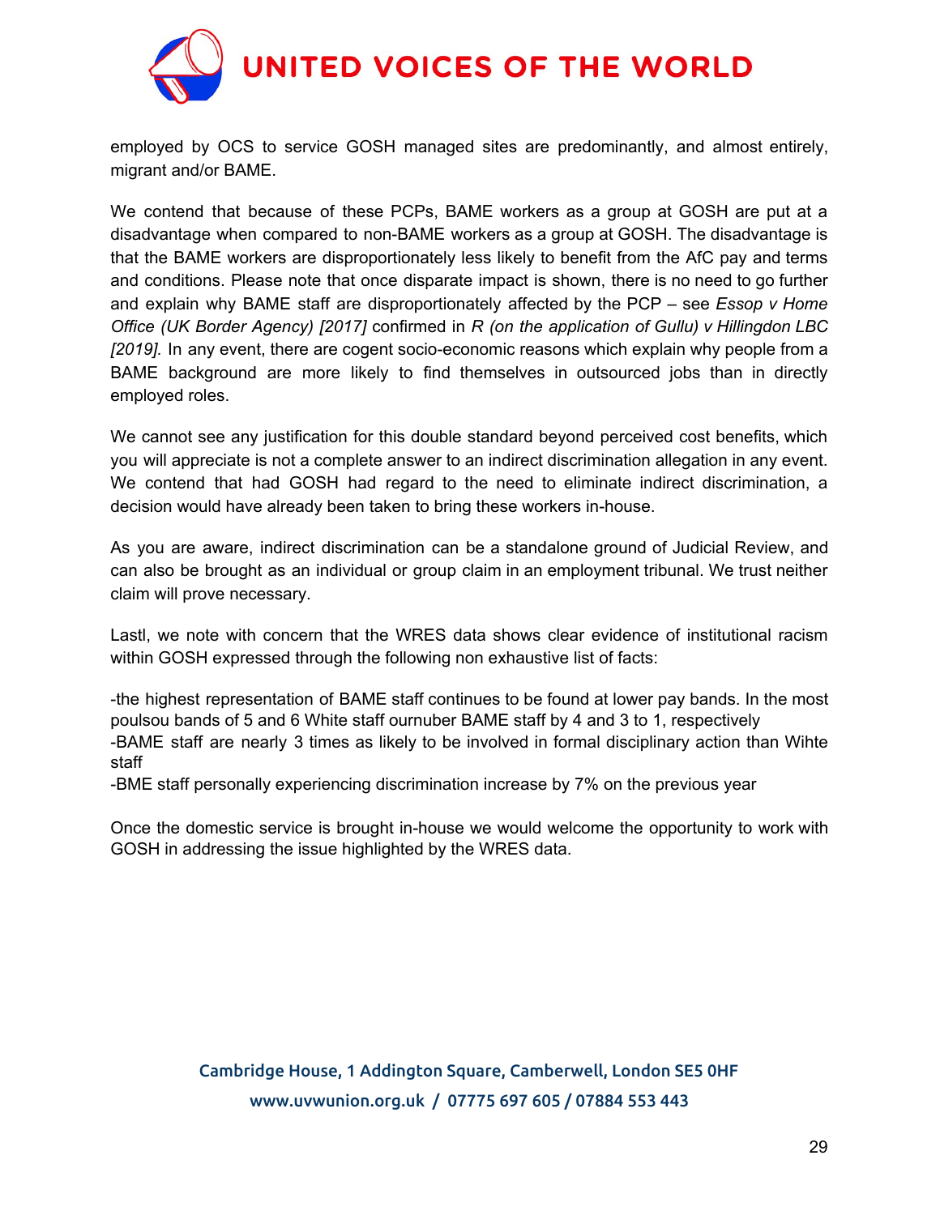employed by OCS to service GOSH managed sites are predominantly, and almost entirely, migrant and/or BAME.

We contend that because of these PCPs, BAME workers as a group at GOSH are put at a disadvantage when compared to non-BAME workers as a group at GOSH. The disadvantage is that the BAME workers are disproportionately less likely to benefit from the AfC pay and terms and conditions. Please note that once disparate impact is shown, there is no need to go further and explain why BAME staff are disproportionately affected by the PCP – see *Essop v Home Office (UK Border Agency) [2017]* confirmed in *R (on the application of Gullu) v Hillingdon LBC [2019].* In any event, there are cogent socio-economic reasons which explain why people from a BAME background are more likely to find themselves in outsourced jobs than in directly employed roles.

We cannot see any justification for this double standard beyond perceived cost benefits, which you will appreciate is not a complete answer to an indirect discrimination allegation in any event. We contend that had GOSH had regard to the need to eliminate indirect discrimination, a decision would have already been taken to bring these workers in-house.

As you are aware, indirect discrimination can be a standalone ground of Judicial Review, and can also be brought as an individual or group claim in an employment tribunal. We trust neither claim will prove necessary.

Lastl, we note with concern that the WRES data shows clear evidence of institutional racism within GOSH expressed through the following non exhaustive list of facts:

-the highest representation of BAME staff continues to be found at lower pay bands. In the most poulsou bands of 5 and 6 White staff ournuber BAME staff by 4 and 3 to 1, respectively
-BAME staff are nearly 3 times as likely to be involved in formal disciplinary action than Wihte staff
-BME staff personally experiencing discrimination increase by 7% on the previous year

Once the domestic service is brought in-house we would welcome the opportunity to work with GOSH in addressing the issue highlighted by the WRES data.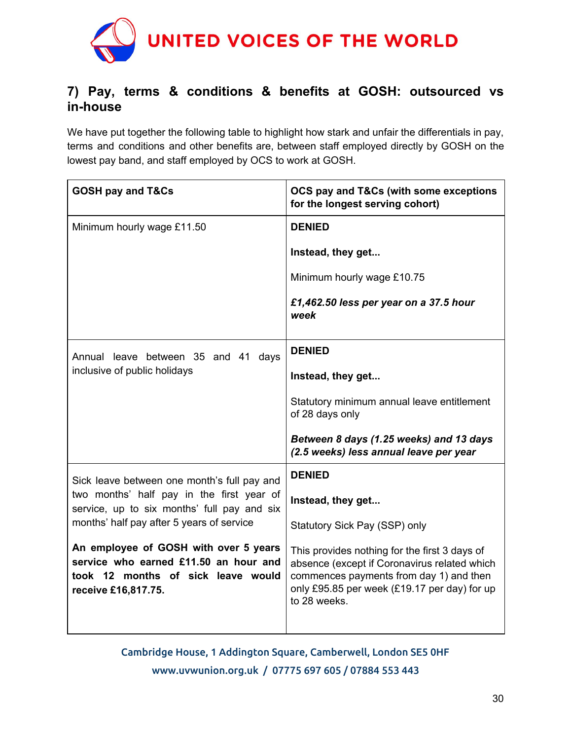## 7) Pay, terms & conditions & benefits at GOSH: outsourced vs in-house

We have put together the following table to highlight how stark and unfair the differentials in pay, terms and conditions and other benefits are, between staff employed directly by GOSH on the lowest pay band, and staff employed by OCS to work at GOSH.

| GOSH pay and T&Cs | OCS pay and T&Cs (with some exceptions for the longest serving cohort) |
|---|---|
| Minimum hourly wage £11.50 | **DENIED**<br><br>**Instead, they get...**<br><br>Minimum hourly wage £10.75<br><br>***£1,462.50 less per year on a 37.5 hour week*** |
| Annual leave between 35 and 41 days inclusive of public holidays | **DENIED**<br><br>**Instead, they get...**<br><br>Statutory minimum annual leave entitlement of 28 days only<br><br>***Between 8 days (1.25 weeks) and 13 days (2.5 weeks) less annual leave per year*** |
| Sick leave between one month's full pay and two months' half pay in the first year of service, up to six months' full pay and six months' half pay after 5 years of service<br><br>**An employee of GOSH with over 5 years service who earned £11.50 an hour and took 12 months of sick leave would receive £16,817.75.** | **DENIED**<br><br>**Instead, they get...**<br><br>Statutory Sick Pay (SSP) only<br><br>This provides nothing for the first 3 days of absence (except if Coronavirus related which commences payments from day 1) and then only £95.85 per week (£19.17 per day) for up to 28 weeks. |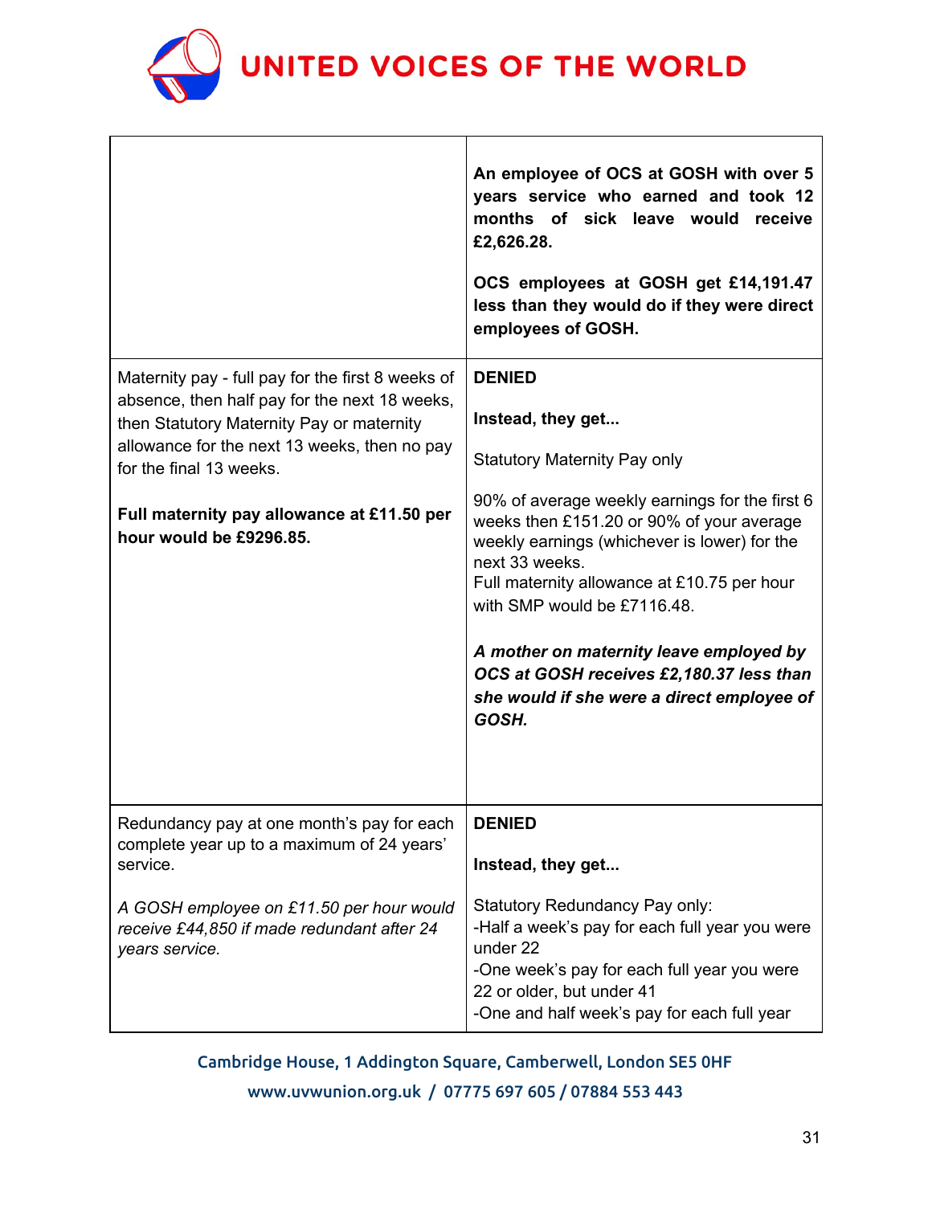| | |
|---|---|
| | **An employee of OCS at GOSH with over 5 years service who earned and took 12 months of sick leave would receive £2,626.28.**<br><br>**OCS employees at GOSH get £14,191.47 less than they would do if they were direct employees of GOSH.** |
| Maternity pay - full pay for the first 8 weeks of absence, then half pay for the next 18 weeks, then Statutory Maternity Pay or maternity allowance for the next 13 weeks, then no pay for the final 13 weeks.<br><br>**Full maternity pay allowance at £11.50 per hour would be £9296.85.** | **DENIED**<br><br>**Instead, they get...**<br><br>Statutory Maternity Pay only<br><br>90% of average weekly earnings for the first 6 weeks then £151.20 or 90% of your average weekly earnings (whichever is lower) for the next 33 weeks.<br>Full maternity allowance at £10.75 per hour with SMP would be £7116.48.<br><br>***A mother on maternity leave employed by OCS at GOSH receives £2,180.37 less than she would if she were a direct employee of GOSH.*** |
| Redundancy pay at one month's pay for each complete year up to a maximum of 24 years' service.<br><br>*A GOSH employee on £11.50 per hour would receive £44,850 if made redundant after 24 years service.* | **DENIED**<br><br>**Instead, they get...**<br><br>Statutory Redundancy Pay only:<br>-Half a week's pay for each full year you were under 22<br>-One week's pay for each full year you were 22 or older, but under 41<br>-One and half week's pay for each full year |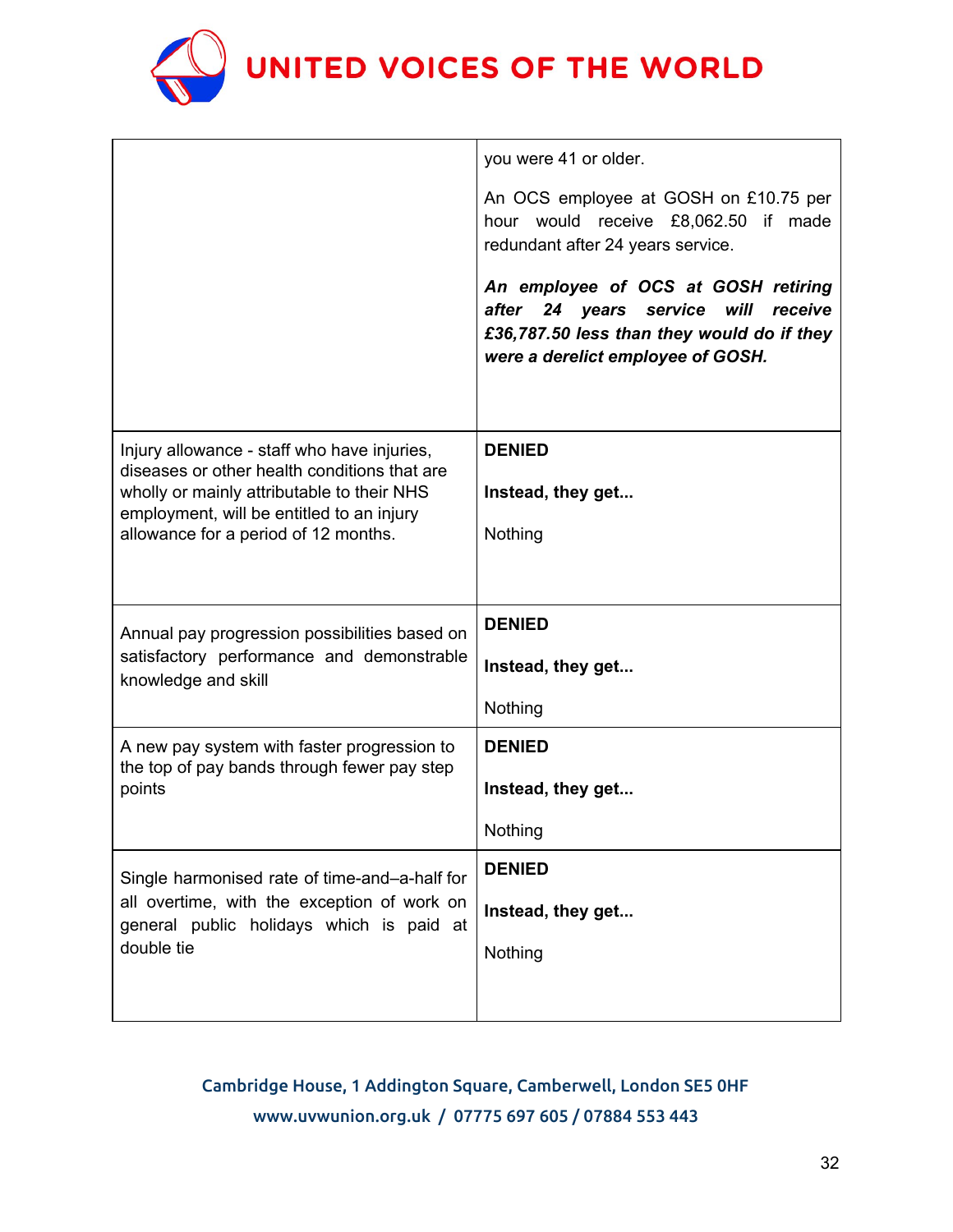| | |
|---|---|
| | you were 41 or older.<br><br>An OCS employee at GOSH on £10.75 per hour would receive £8,062.50 if made redundant after 24 years service.<br><br>***An employee of OCS at GOSH retiring after 24 years service will receive £36,787.50 less than they would do if they were a derelict employee of GOSH.*** |
| Injury allowance - staff who have injuries, diseases or other health conditions that are wholly or mainly attributable to their NHS employment, will be entitled to an injury allowance for a period of 12 months. | **DENIED**<br><br>**Instead, they get...**<br><br>Nothing |
| Annual pay progression possibilities based on satisfactory performance and demonstrable knowledge and skill | **DENIED**<br><br>**Instead, they get...**<br><br>Nothing |
| A new pay system with faster progression to the top of pay bands through fewer pay step points | **DENIED**<br><br>**Instead, they get...**<br><br>Nothing |
| Single harmonised rate of time-and–a-half for all overtime, with the exception of work on general public holidays which is paid at double tie | **DENIED**<br><br>**Instead, they get...**<br><br>Nothing |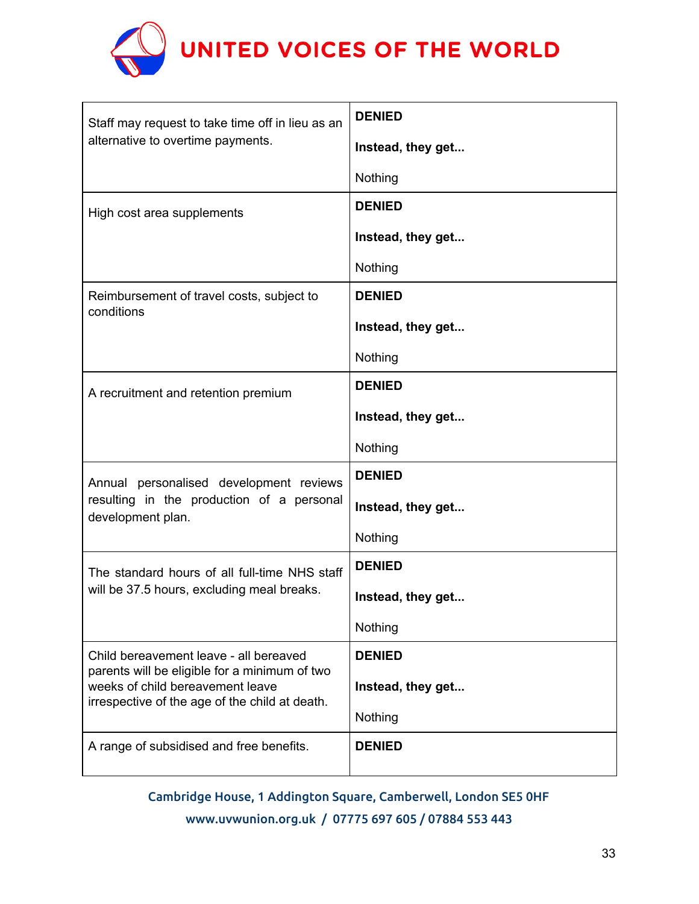| | |
|---|---|
| Staff may request to take time off in lieu as an alternative to overtime payments. | **DENIED**<br><br>**Instead, they get...**<br><br>Nothing |
| High cost area supplements | **DENIED**<br><br>**Instead, they get...**<br><br>Nothing |
| Reimbursement of travel costs, subject to conditions | **DENIED**<br><br>**Instead, they get...**<br><br>Nothing |
| A recruitment and retention premium | **DENIED**<br><br>**Instead, they get...**<br><br>Nothing |
| Annual personalised development reviews resulting in the production of a personal development plan. | **DENIED**<br><br>**Instead, they get...**<br><br>Nothing |
| The standard hours of all full-time NHS staff will be 37.5 hours, excluding meal breaks. | **DENIED**<br><br>**Instead, they get...**<br><br>Nothing |
| Child bereavement leave - all bereaved parents will be eligible for a minimum of two weeks of child bereavement leave irrespective of the age of the child at death. | **DENIED**<br><br>**Instead, they get...**<br><br>Nothing |
| A range of subsidised and free benefits. | **DENIED** |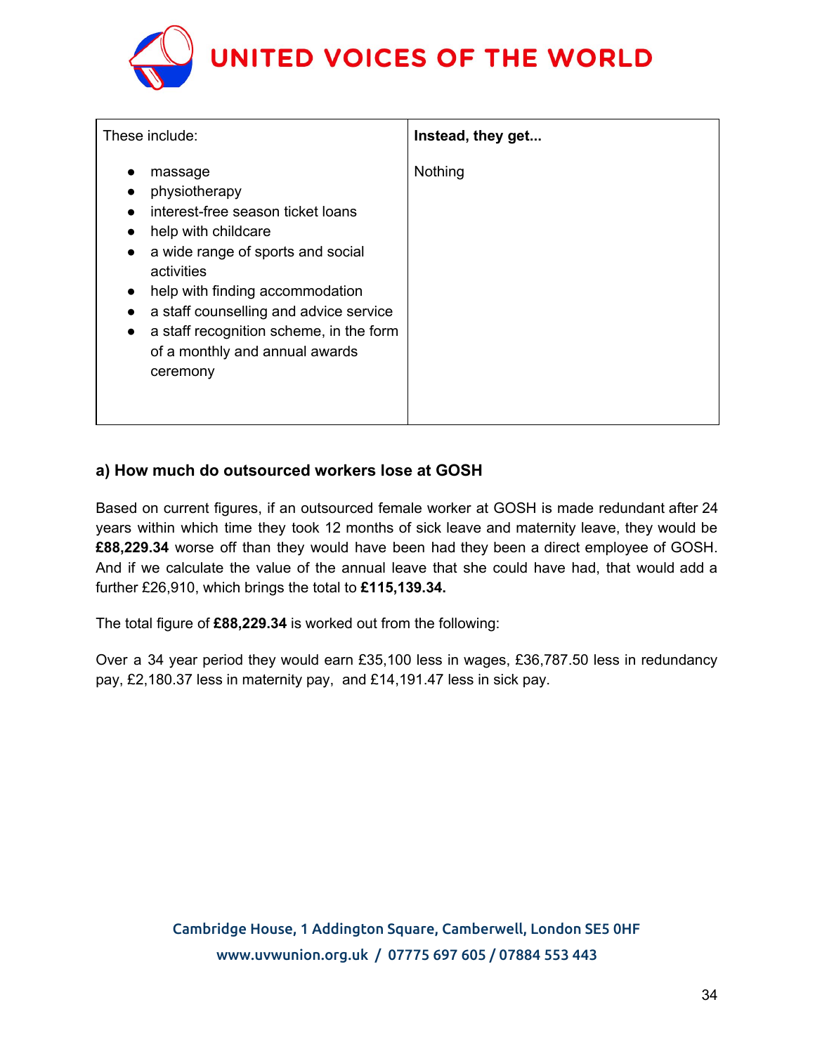| These include: | **Instead, they get...** |
| --- | --- |
| <ul><li>massage</li><li>physiotherapy</li><li>interest-free season ticket loans</li><li>help with childcare</li><li>a wide range of sports and social activities</li><li>help with finding accommodation</li><li>a staff counselling and advice service</li><li>a staff recognition scheme, in the form of a monthly and annual awards ceremony</li></ul> | Nothing |

### a) How much do outsourced workers lose at GOSH

Based on current figures, if an outsourced female worker at GOSH is made redundant after 24 years within which time they took 12 months of sick leave and maternity leave, they would be **£88,229.34** worse off than they would have been had they been a direct employee of GOSH. And if we calculate the value of the annual leave that she could have had, that would add a further £26,910, which brings the total to **£115,139.34.**

The total figure of **£88,229.34** is worked out from the following:

Over a 34 year period they would earn £35,100 less in wages, £36,787.50 less in redundancy pay, £2,180.37 less in maternity pay, and £14,191.47 less in sick pay.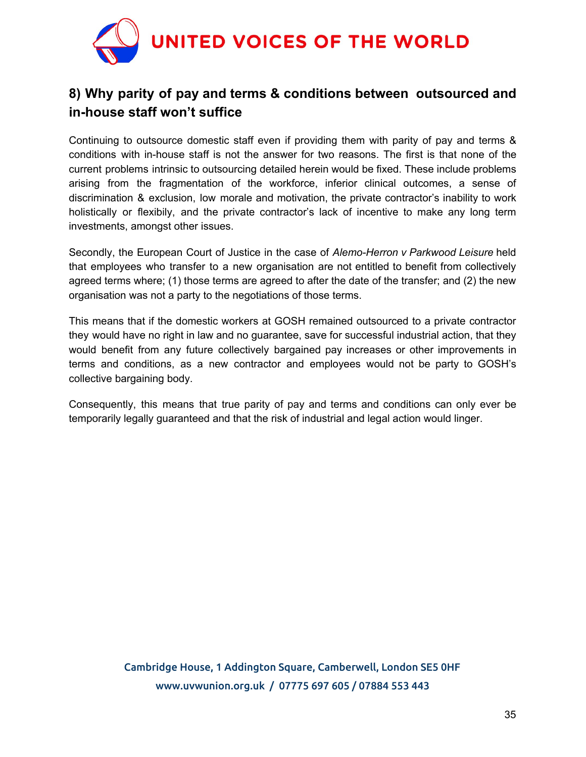## 8) Why parity of pay and terms & conditions between outsourced and in-house staff won't suffice

Continuing to outsource domestic staff even if providing them with parity of pay and terms & conditions with in-house staff is not the answer for two reasons. The first is that none of the current problems intrinsic to outsourcing detailed herein would be fixed. These include problems arising from the fragmentation of the workforce, inferior clinical outcomes, a sense of discrimination & exclusion, low morale and motivation, the private contractor's inability to work holistically or flexibly, and the private contractor's lack of incentive to make any long term investments, amongst other issues.

Secondly, the European Court of Justice in the case of *Alemo-Herron v Parkwood Leisure* held that employees who transfer to a new organisation are not entitled to benefit from collectively agreed terms where; (1) those terms are agreed to after the date of the transfer; and (2) the new organisation was not a party to the negotiations of those terms.

This means that if the domestic workers at GOSH remained outsourced to a private contractor they would have no right in law and no guarantee, save for successful industrial action, that they would benefit from any future collectively bargained pay increases or other improvements in terms and conditions, as a new contractor and employees would not be party to GOSH's collective bargaining body.

Consequently, this means that true parity of pay and terms and conditions can only ever be temporarily legally guaranteed and that the risk of industrial and legal action would linger.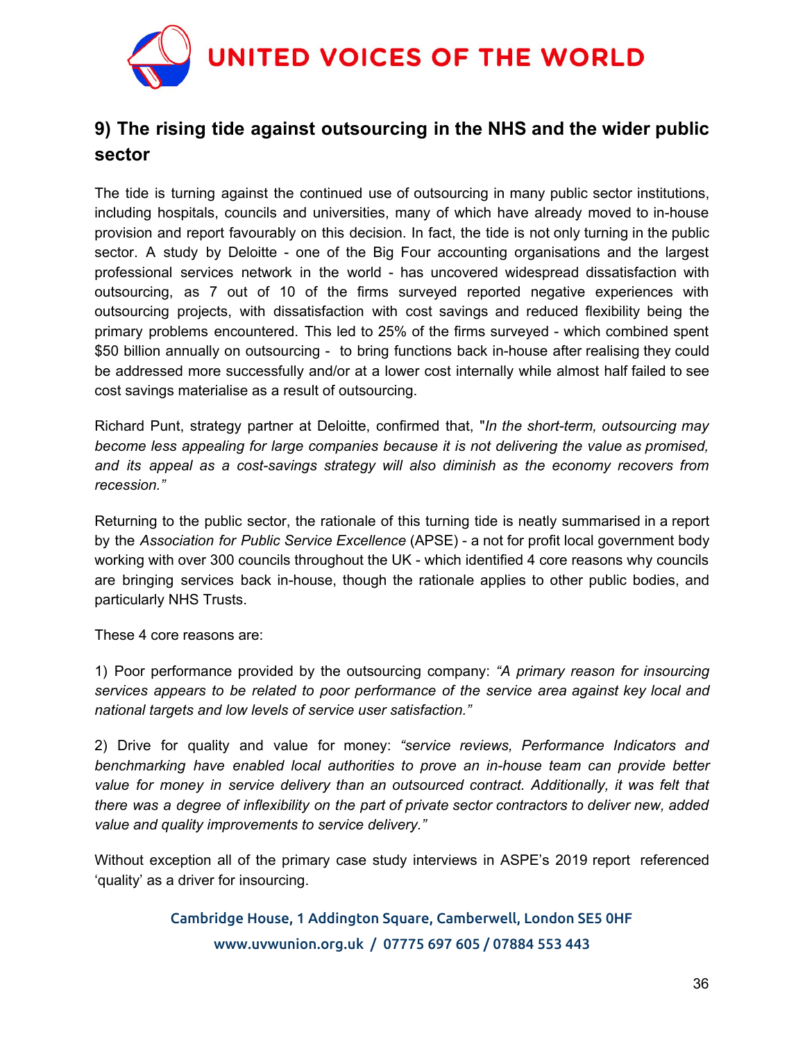## 9) The rising tide against outsourcing in the NHS and the wider public sector

The tide is turning against the continued use of outsourcing in many public sector institutions, including hospitals, councils and universities, many of which have already moved to in-house provision and report favourably on this decision. In fact, the tide is not only turning in the public sector. A study by Deloitte - one of the Big Four accounting organisations and the largest professional services network in the world - has uncovered widespread dissatisfaction with outsourcing, as 7 out of 10 of the firms surveyed reported negative experiences with outsourcing projects, with dissatisfaction with cost savings and reduced flexibility being the primary problems encountered. This led to 25% of the firms surveyed - which combined spent $50 billion annually on outsourcing - to bring functions back in-house after realising they could be addressed more successfully and/or at a lower cost internally while almost half failed to see cost savings materialise as a result of outsourcing.

Richard Punt, strategy partner at Deloitte, confirmed that, "*In the short-term, outsourcing may become less appealing for large companies because it is not delivering the value as promised, and its appeal as a cost-savings strategy will also diminish as the economy recovers from recession.*"

Returning to the public sector, the rationale of this turning tide is neatly summarised in a report by the *Association for Public Service Excellence* (APSE) - a not for profit local government body working with over 300 councils throughout the UK - which identified 4 core reasons why councils are bringing services back in-house, though the rationale applies to other public bodies, and particularly NHS Trusts.

These 4 core reasons are:

1) Poor performance provided by the outsourcing company: *"A primary reason for insourcing services appears to be related to poor performance of the service area against key local and national targets and low levels of service user satisfaction."*

2) Drive for quality and value for money: *"service reviews, Performance Indicators and benchmarking have enabled local authorities to prove an in-house team can provide better value for money in service delivery than an outsourced contract. Additionally, it was felt that there was a degree of inflexibility on the part of private sector contractors to deliver new, added value and quality improvements to service delivery."*

Without exception all of the primary case study interviews in ASPE's 2019 report referenced 'quality' as a driver for insourcing.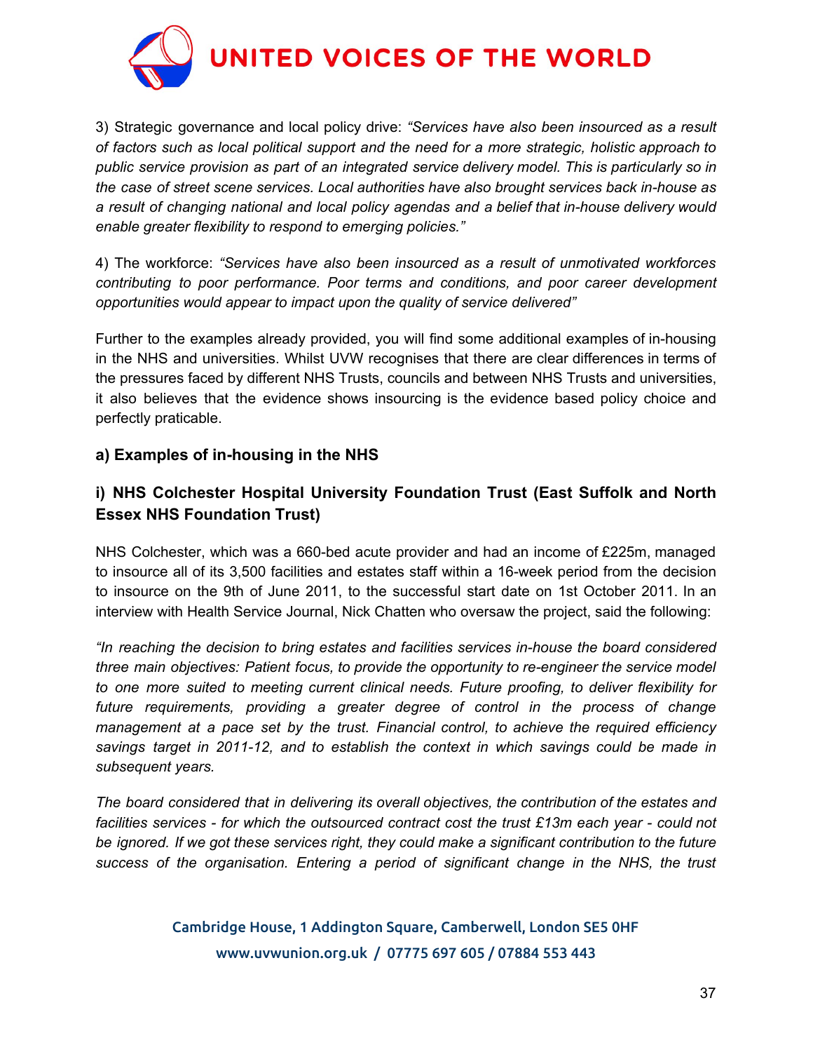3) Strategic governance and local policy drive: *"Services have also been insourced as a result of factors such as local political support and the need for a more strategic, holistic approach to public service provision as part of an integrated service delivery model. This is particularly so in the case of street scene services. Local authorities have also brought services back in-house as a result of changing national and local policy agendas and a belief that in-house delivery would enable greater flexibility to respond to emerging policies."*

4) The workforce: *"Services have also been insourced as a result of unmotivated workforces contributing to poor performance. Poor terms and conditions, and poor career development opportunities would appear to impact upon the quality of service delivered"*

Further to the examples already provided, you will find some additional examples of in-housing in the NHS and universities. Whilst UVW recognises that there are clear differences in terms of the pressures faced by different NHS Trusts, councils and between NHS Trusts and universities, it also believes that the evidence shows insourcing is the evidence based policy choice and perfectly praticable.

### a) Examples of in-housing in the NHS

#### i) NHS Colchester Hospital University Foundation Trust (East Suffolk and North Essex NHS Foundation Trust)

NHS Colchester, which was a 660-bed acute provider and had an income of £225m, managed to insource all of its 3,500 facilities and estates staff within a 16-week period from the decision to insource on the 9th of June 2011, to the successful start date on 1st October 2011. In an interview with Health Service Journal, Nick Chatten who oversaw the project, said the following:

*"In reaching the decision to bring estates and facilities services in-house the board considered three main objectives: Patient focus, to provide the opportunity to re-engineer the service model to one more suited to meeting current clinical needs. Future proofing, to deliver flexibility for future requirements, providing a greater degree of control in the process of change management at a pace set by the trust. Financial control, to achieve the required efficiency savings target in 2011-12, and to establish the context in which savings could be made in subsequent years.*

*The board considered that in delivering its overall objectives, the contribution of the estates and facilities services - for which the outsourced contract cost the trust £13m each year - could not be ignored. If we got these services right, they could make a significant contribution to the future success of the organisation. Entering a period of significant change in the NHS, the trust*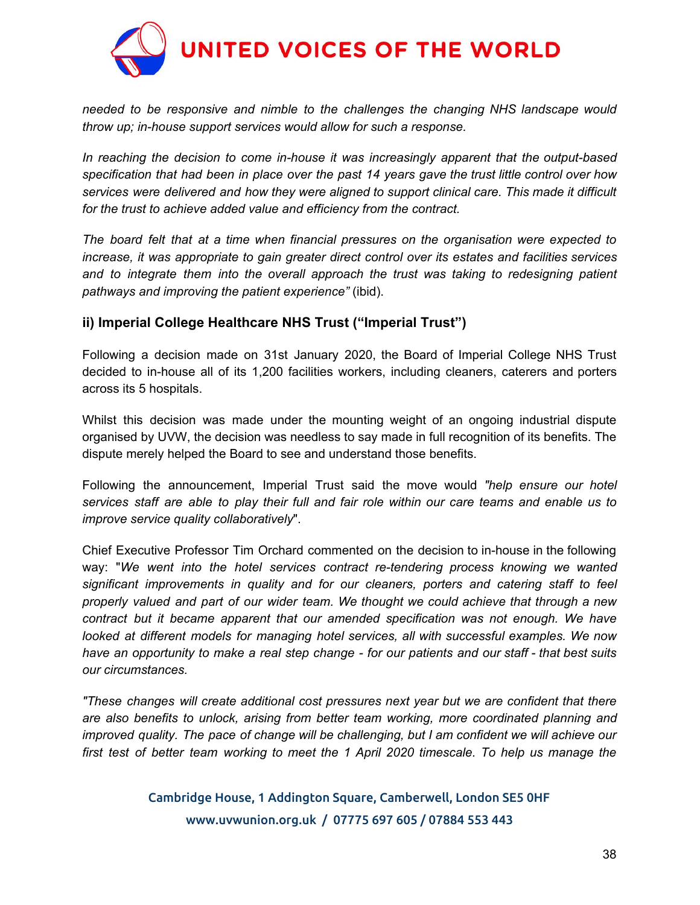*needed to be responsive and nimble to the challenges the changing NHS landscape would throw up; in-house support services would allow for such a response.*

*In reaching the decision to come in-house it was increasingly apparent that the output-based specification that had been in place over the past 14 years gave the trust little control over how services were delivered and how they were aligned to support clinical care. This made it difficult for the trust to achieve added value and efficiency from the contract.*

*The board felt that at a time when financial pressures on the organisation were expected to increase, it was appropriate to gain greater direct control over its estates and facilities services and to integrate them into the overall approach the trust was taking to redesigning patient pathways and improving the patient experience"* (ibid).

### ii) Imperial College Healthcare NHS Trust ("Imperial Trust")

Following a decision made on 31st January 2020, the Board of Imperial College NHS Trust decided to in-house all of its 1,200 facilities workers, including cleaners, caterers and porters across its 5 hospitals.

Whilst this decision was made under the mounting weight of an ongoing industrial dispute organised by UVW, the decision was needless to say made in full recognition of its benefits. The dispute merely helped the Board to see and understand those benefits.

Following the announcement, Imperial Trust said the move would *"help ensure our hotel services staff are able to play their full and fair role within our care teams and enable us to improve service quality collaboratively*".

Chief Executive Professor Tim Orchard commented on the decision to in-house in the following way: "*We went into the hotel services contract re-tendering process knowing we wanted significant improvements in quality and for our cleaners, porters and catering staff to feel properly valued and part of our wider team. We thought we could achieve that through a new contract but it became apparent that our amended specification was not enough. We have looked at different models for managing hotel services, all with successful examples. We now have an opportunity to make a real step change - for our patients and our staff - that best suits our circumstances.*

*"These changes will create additional cost pressures next year but we are confident that there are also benefits to unlock, arising from better team working, more coordinated planning and improved quality. The pace of change will be challenging, but I am confident we will achieve our first test of better team working to meet the 1 April 2020 timescale. To help us manage the*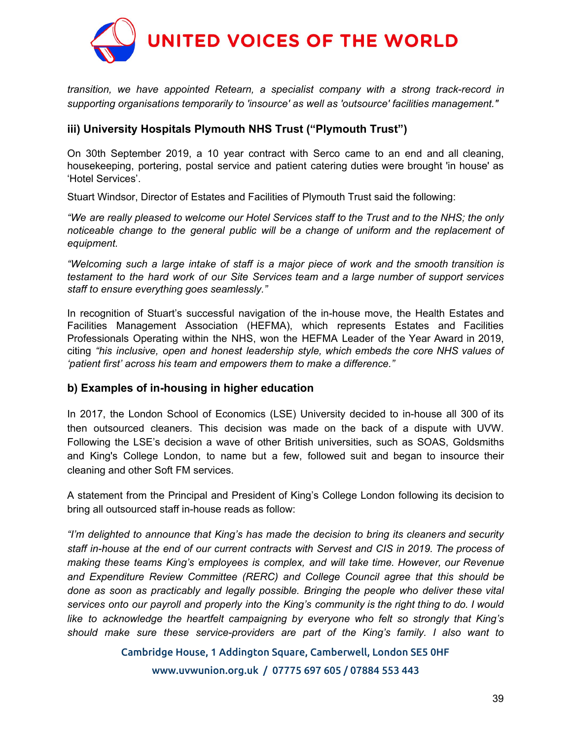*transition, we have appointed Retearn, a specialist company with a strong track-record in supporting organisations temporarily to 'insource' as well as 'outsource' facilities management."*

### iii) University Hospitals Plymouth NHS Trust ("Plymouth Trust")

On 30th September 2019, a 10 year contract with Serco came to an end and all cleaning, housekeeping, portering, postal service and patient catering duties were brought 'in house' as 'Hotel Services'.

Stuart Windsor, Director of Estates and Facilities of Plymouth Trust said the following:

*"We are really pleased to welcome our Hotel Services staff to the Trust and to the NHS; the only noticeable change to the general public will be a change of uniform and the replacement of equipment.*

*"Welcoming such a large intake of staff is a major piece of work and the smooth transition is testament to the hard work of our Site Services team and a large number of support services staff to ensure everything goes seamlessly."*

In recognition of Stuart's successful navigation of the in-house move, the Health Estates and Facilities Management Association (HEFMA), which represents Estates and Facilities Professionals Operating within the NHS, won the HEFMA Leader of the Year Award in 2019, citing *"his inclusive, open and honest leadership style, which embeds the core NHS values of 'patient first' across his team and empowers them to make a difference."*

### b) Examples of in-housing in higher education

In 2017, the London School of Economics (LSE) University decided to in-house all 300 of its then outsourced cleaners. This decision was made on the back of a dispute with UVW. Following the LSE's decision a wave of other British universities, such as SOAS, Goldsmiths and King's College London, to name but a few, followed suit and began to insource their cleaning and other Soft FM services.

A statement from the Principal and President of King's College London following its decision to bring all outsourced staff in-house reads as follow:

*"I'm delighted to announce that King's has made the decision to bring its cleaners and security staff in-house at the end of our current contracts with Servest and CIS in 2019. The process of making these teams King's employees is complex, and will take time. However, our Revenue and Expenditure Review Committee (RERC) and College Council agree that this should be done as soon as practicably and legally possible. Bringing the people who deliver these vital services onto our payroll and properly into the King's community is the right thing to do. I would like to acknowledge the heartfelt campaigning by everyone who felt so strongly that King's should make sure these service-providers are part of the King's family. I also want to*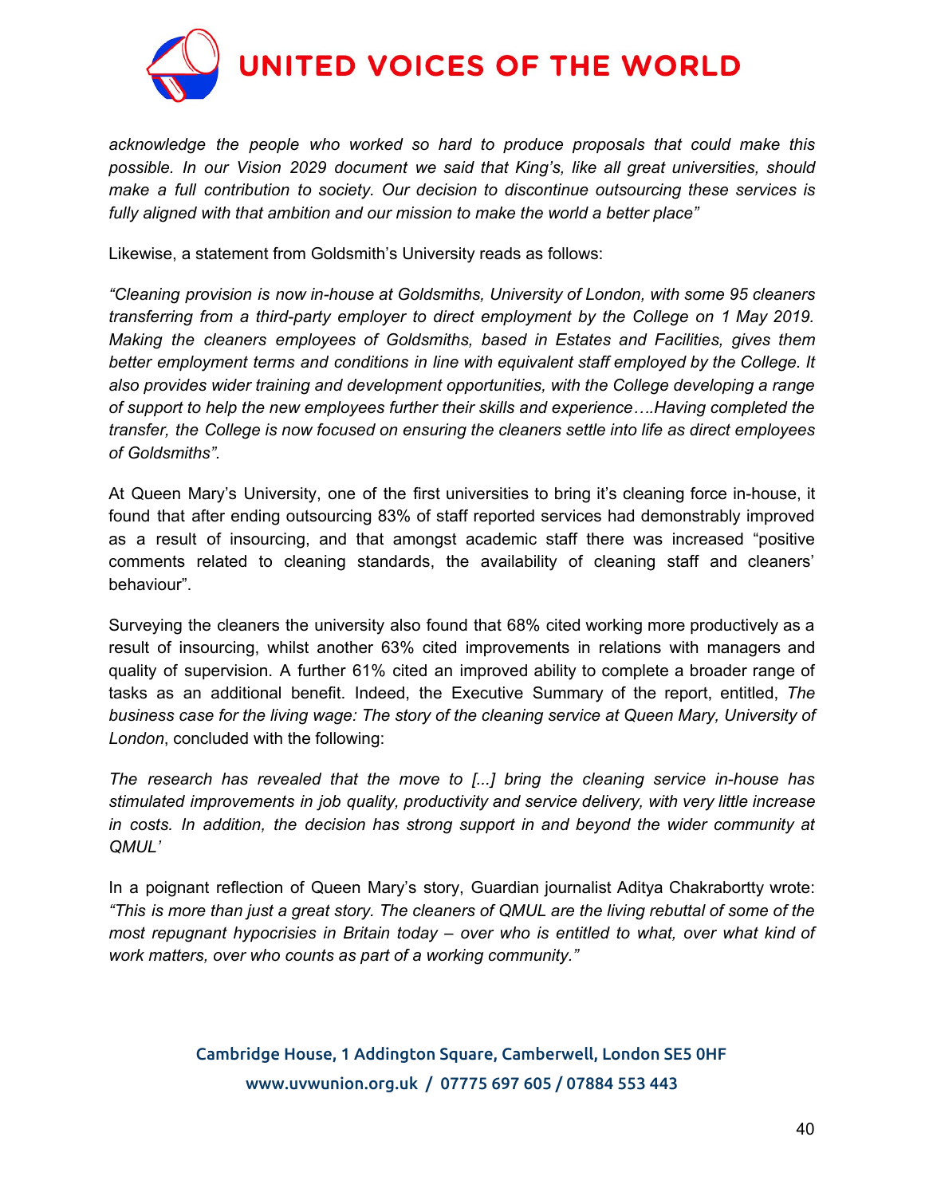*acknowledge the people who worked so hard to produce proposals that could make this possible. In our Vision 2029 document we said that King's, like all great universities, should make a full contribution to society. Our decision to discontinue outsourcing these services is fully aligned with that ambition and our mission to make the world a better place"*

Likewise, a statement from Goldsmith's University reads as follows:

*"Cleaning provision is now in-house at Goldsmiths, University of London, with some 95 cleaners transferring from a third-party employer to direct employment by the College on 1 May 2019. Making the cleaners employees of Goldsmiths, based in Estates and Facilities, gives them better employment terms and conditions in line with equivalent staff employed by the College. It also provides wider training and development opportunities, with the College developing a range of support to help the new employees further their skills and experience….Having completed the transfer, the College is now focused on ensuring the cleaners settle into life as direct employees of Goldsmiths".*

At Queen Mary's University, one of the first universities to bring it's cleaning force in-house, it found that after ending outsourcing 83% of staff reported services had demonstrably improved as a result of insourcing, and that amongst academic staff there was increased "positive comments related to cleaning standards, the availability of cleaning staff and cleaners' behaviour".

Surveying the cleaners the university also found that 68% cited working more productively as a result of insourcing, whilst another 63% cited improvements in relations with managers and quality of supervision. A further 61% cited an improved ability to complete a broader range of tasks as an additional benefit. Indeed, the Executive Summary of the report, entitled, *The business case for the living wage: The story of the cleaning service at Queen Mary, University of London*, concluded with the following:

*The research has revealed that the move to [...] bring the cleaning service in-house has stimulated improvements in job quality, productivity and service delivery, with very little increase in costs. In addition, the decision has strong support in and beyond the wider community at QMUL'*

In a poignant reflection of Queen Mary's story, Guardian journalist Aditya Chakrabortty wrote: *"This is more than just a great story. The cleaners of QMUL are the living rebuttal of some of the most repugnant hypocrisies in Britain today – over who is entitled to what, over what kind of work matters, over who counts as part of a working community."*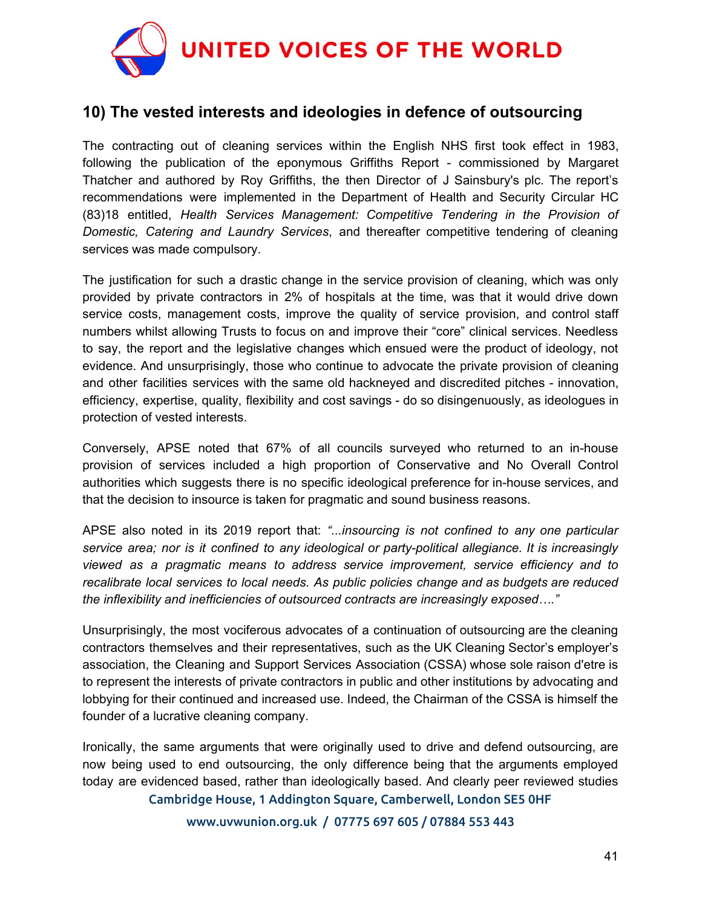## 10) The vested interests and ideologies in defence of outsourcing

The contracting out of cleaning services within the English NHS first took effect in 1983, following the publication of the eponymous Griffiths Report - commissioned by Margaret Thatcher and authored by Roy Griffiths, the then Director of J Sainsbury's plc. The report's recommendations were implemented in the Department of Health and Security Circular HC (83)18 entitled, *Health Services Management: Competitive Tendering in the Provision of Domestic, Catering and Laundry Services*, and thereafter competitive tendering of cleaning services was made compulsory.

The justification for such a drastic change in the service provision of cleaning, which was only provided by private contractors in 2% of hospitals at the time, was that it would drive down service costs, management costs, improve the quality of service provision, and control staff numbers whilst allowing Trusts to focus on and improve their "core" clinical services. Needless to say, the report and the legislative changes which ensued were the product of ideology, not evidence. And unsurprisingly, those who continue to advocate the private provision of cleaning and other facilities services with the same old hackneyed and discredited pitches - innovation, efficiency, expertise, quality, flexibility and cost savings - do so disingenuously, as ideologues in protection of vested interests.

Conversely, APSE noted that 67% of all councils surveyed who returned to an in-house provision of services included a high proportion of Conservative and No Overall Control authorities which suggests there is no specific ideological preference for in-house services, and that the decision to insource is taken for pragmatic and sound business reasons.

APSE also noted in its 2019 report that: *"...insourcing is not confined to any one particular service area; nor is it confined to any ideological or party-political allegiance. It is increasingly viewed as a pragmatic means to address service improvement, service efficiency and to recalibrate local services to local needs. As public policies change and as budgets are reduced the inflexibility and inefficiencies of outsourced contracts are increasingly exposed…."*

Unsurprisingly, the most vociferous advocates of a continuation of outsourcing are the cleaning contractors themselves and their representatives, such as the UK Cleaning Sector's employer's association, the Cleaning and Support Services Association (CSSA) whose sole raison d'etre is to represent the interests of private contractors in public and other institutions by advocating and lobbying for their continued and increased use. Indeed, the Chairman of the CSSA is himself the founder of a lucrative cleaning company.

Ironically, the same arguments that were originally used to drive and defend outsourcing, are now being used to end outsourcing, the only difference being that the arguments employed today are evidenced based, rather than ideologically based. And clearly peer reviewed studies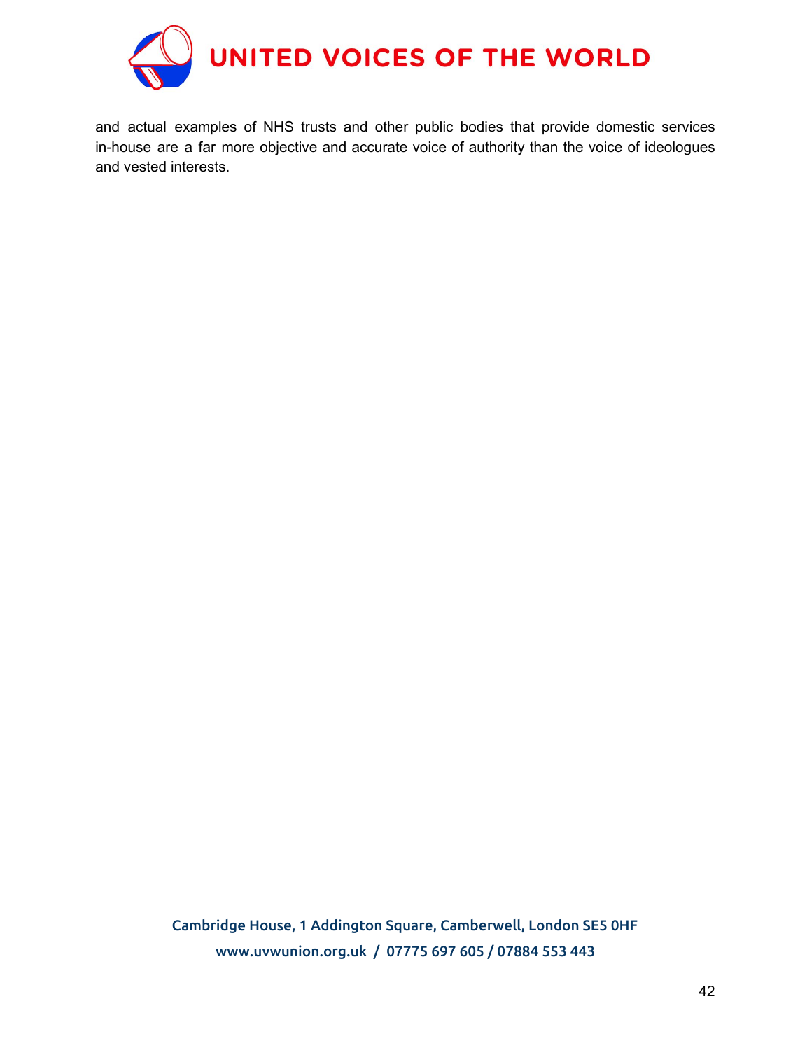and actual examples of NHS trusts and other public bodies that provide domestic services in-house are a far more objective and accurate voice of authority than the voice of ideologues and vested interests.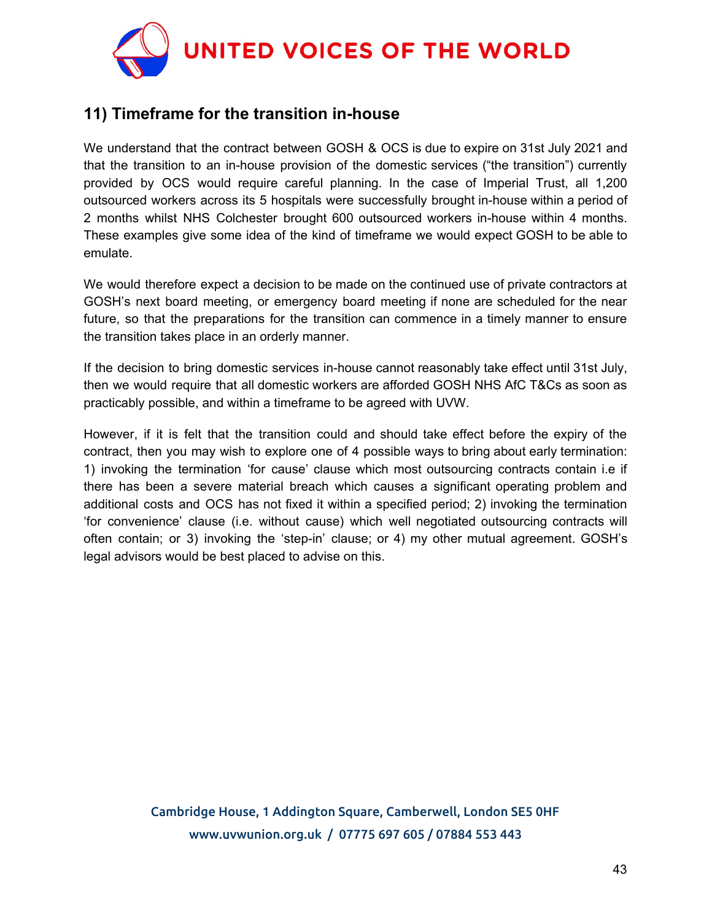## 11) Timeframe for the transition in-house

We understand that the contract between GOSH & OCS is due to expire on 31st July 2021 and that the transition to an in-house provision of the domestic services ("the transition") currently provided by OCS would require careful planning. In the case of Imperial Trust, all 1,200 outsourced workers across its 5 hospitals were successfully brought in-house within a period of 2 months whilst NHS Colchester brought 600 outsourced workers in-house within 4 months. These examples give some idea of the kind of timeframe we would expect GOSH to be able to emulate.

We would therefore expect a decision to be made on the continued use of private contractors at GOSH's next board meeting, or emergency board meeting if none are scheduled for the near future, so that the preparations for the transition can commence in a timely manner to ensure the transition takes place in an orderly manner.

If the decision to bring domestic services in-house cannot reasonably take effect until 31st July, then we would require that all domestic workers are afforded GOSH NHS AfC T&Cs as soon as practicably possible, and within a timeframe to be agreed with UVW.

However, if it is felt that the transition could and should take effect before the expiry of the contract, then you may wish to explore one of 4 possible ways to bring about early termination: 1) invoking the termination 'for cause' clause which most outsourcing contracts contain i.e if there has been a severe material breach which causes a significant operating problem and additional costs and OCS has not fixed it within a specified period; 2) invoking the termination 'for convenience' clause (i.e. without cause) which well negotiated outsourcing contracts will often contain; or 3) invoking the 'step-in' clause; or 4) my other mutual agreement. GOSH's legal advisors would be best placed to advise on this.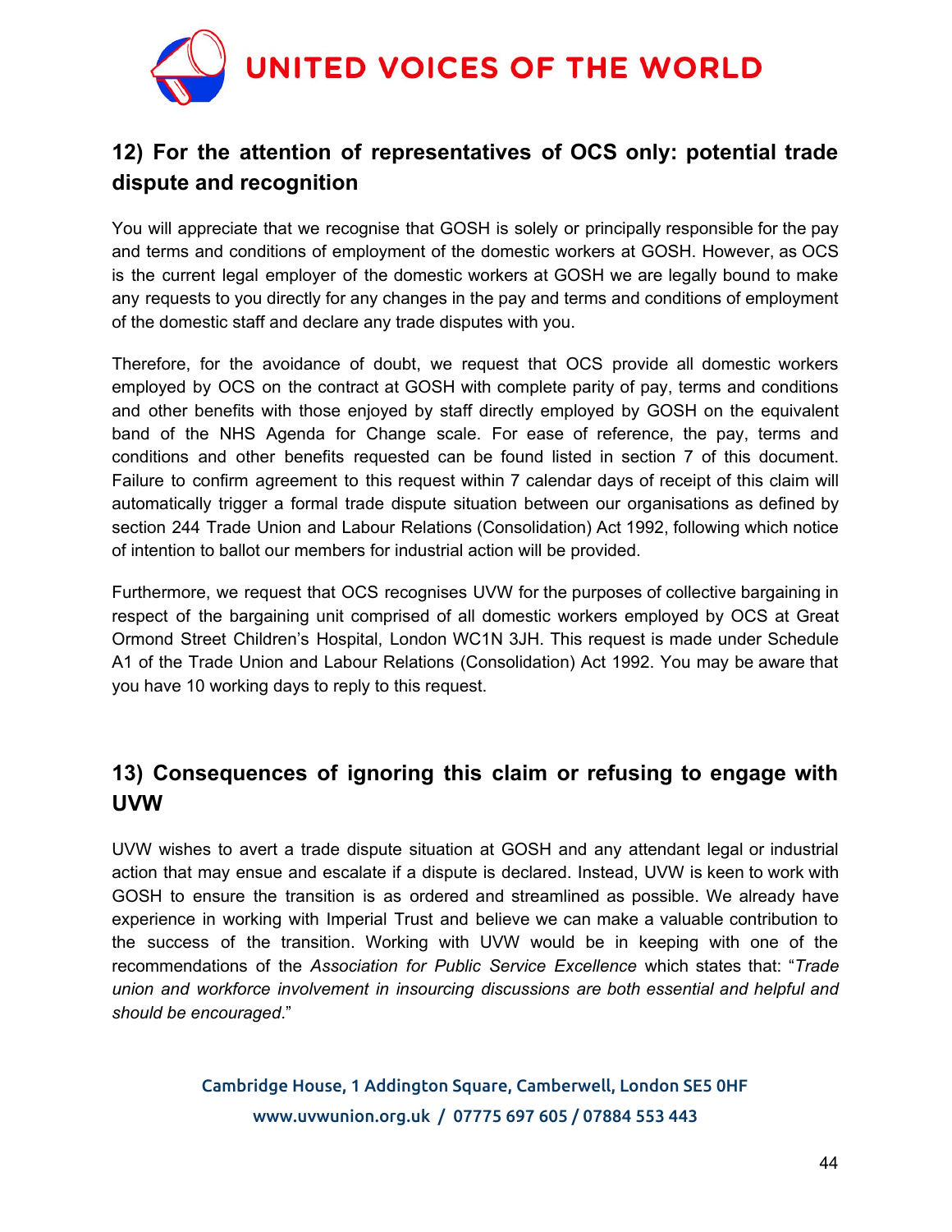## 12) For the attention of representatives of OCS only: potential trade dispute and recognition

You will appreciate that we recognise that GOSH is solely or principally responsible for the pay and terms and conditions of employment of the domestic workers at GOSH. However, as OCS is the current legal employer of the domestic workers at GOSH we are legally bound to make any requests to you directly for any changes in the pay and terms and conditions of employment of the domestic staff and declare any trade disputes with you.

Therefore, for the avoidance of doubt, we request that OCS provide all domestic workers employed by OCS on the contract at GOSH with complete parity of pay, terms and conditions and other benefits with those enjoyed by staff directly employed by GOSH on the equivalent band of the NHS Agenda for Change scale. For ease of reference, the pay, terms and conditions and other benefits requested can be found listed in section 7 of this document. Failure to confirm agreement to this request within 7 calendar days of receipt of this claim will automatically trigger a formal trade dispute situation between our organisations as defined by section 244 Trade Union and Labour Relations (Consolidation) Act 1992, following which notice of intention to ballot our members for industrial action will be provided.

Furthermore, we request that OCS recognises UVW for the purposes of collective bargaining in respect of the bargaining unit comprised of all domestic workers employed by OCS at Great Ormond Street Children's Hospital, London WC1N 3JH. This request is made under Schedule A1 of the Trade Union and Labour Relations (Consolidation) Act 1992. You may be aware that you have 10 working days to reply to this request.

## 13) Consequences of ignoring this claim or refusing to engage with UVW

UVW wishes to avert a trade dispute situation at GOSH and any attendant legal or industrial action that may ensue and escalate if a dispute is declared. Instead, UVW is keen to work with GOSH to ensure the transition is as ordered and streamlined as possible. We already have experience in working with Imperial Trust and believe we can make a valuable contribution to the success of the transition. Working with UVW would be in keeping with one of the recommendations of the *Association for Public Service Excellence* which states that: "*Trade union and workforce involvement in insourcing discussions are both essential and helpful and should be encouraged*."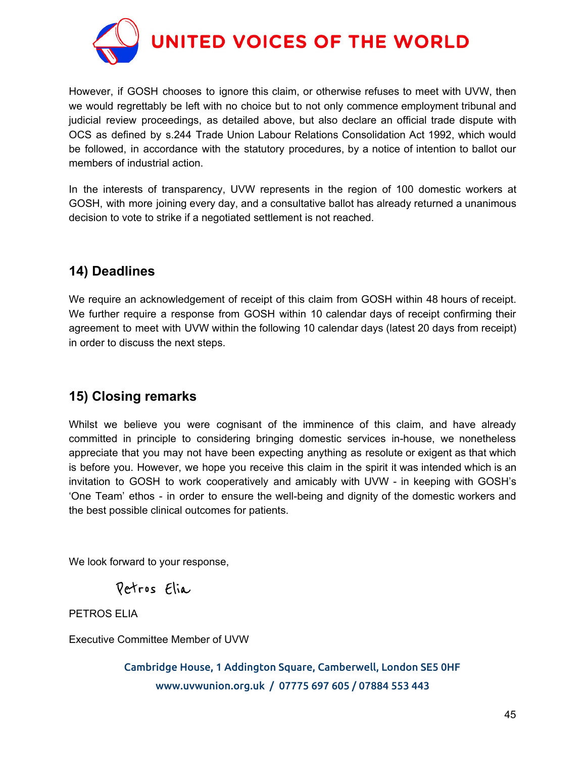However, if GOSH chooses to ignore this claim, or otherwise refuses to meet with UVW, then we would regrettably be left with no choice but to not only commence employment tribunal and judicial review proceedings, as detailed above, but also declare an official trade dispute with OCS as defined by s.244 Trade Union Labour Relations Consolidation Act 1992, which would be followed, in accordance with the statutory procedures, by a notice of intention to ballot our members of industrial action.

In the interests of transparency, UVW represents in the region of 100 domestic workers at GOSH, with more joining every day, and a consultative ballot has already returned a unanimous decision to vote to strike if a negotiated settlement is not reached.

## 14) Deadlines

We require an acknowledgement of receipt of this claim from GOSH within 48 hours of receipt. We further require a response from GOSH within 10 calendar days of receipt confirming their agreement to meet with UVW within the following 10 calendar days (latest 20 days from receipt) in order to discuss the next steps.

## 15) Closing remarks

Whilst we believe you were cognisant of the imminence of this claim, and have already committed in principle to considering bringing domestic services in-house, we nonetheless appreciate that you may not have been expecting anything as resolute or exigent as that which is before you. However, we hope you receive this claim in the spirit it was intended which is an invitation to GOSH to work cooperatively and amicably with UVW - in keeping with GOSH's 'One Team' ethos - in order to ensure the well-being and dignity of the domestic workers and the best possible clinical outcomes for patients.

We look forward to your response,

Petros Elia

PETROS ELIA

Executive Committee Member of UVW